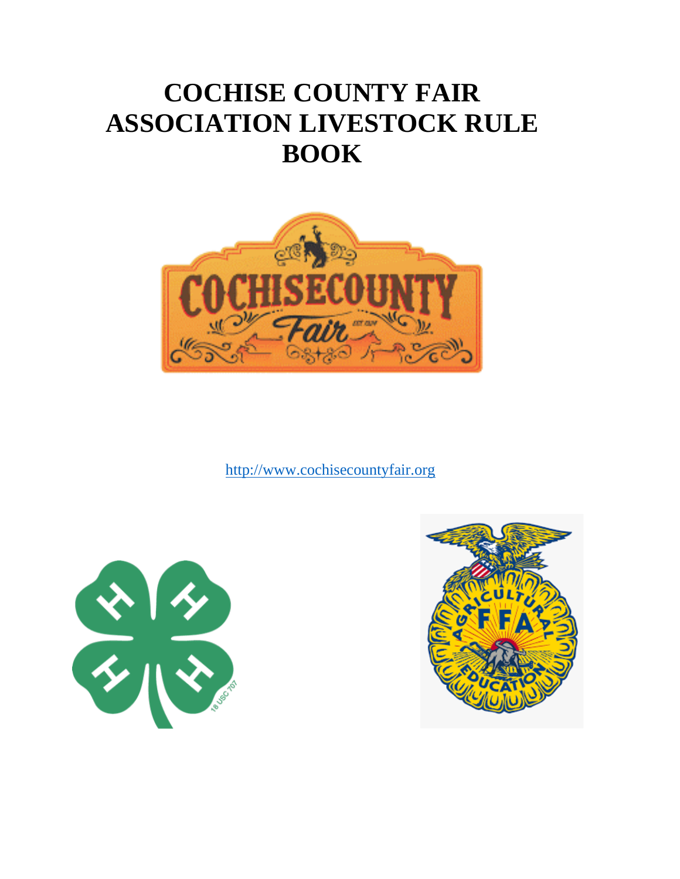# COCHISE COUNTY FAIR ASSOCIATION LIVESTOCK RULE BOOK

http://www.cochisecountyfair.org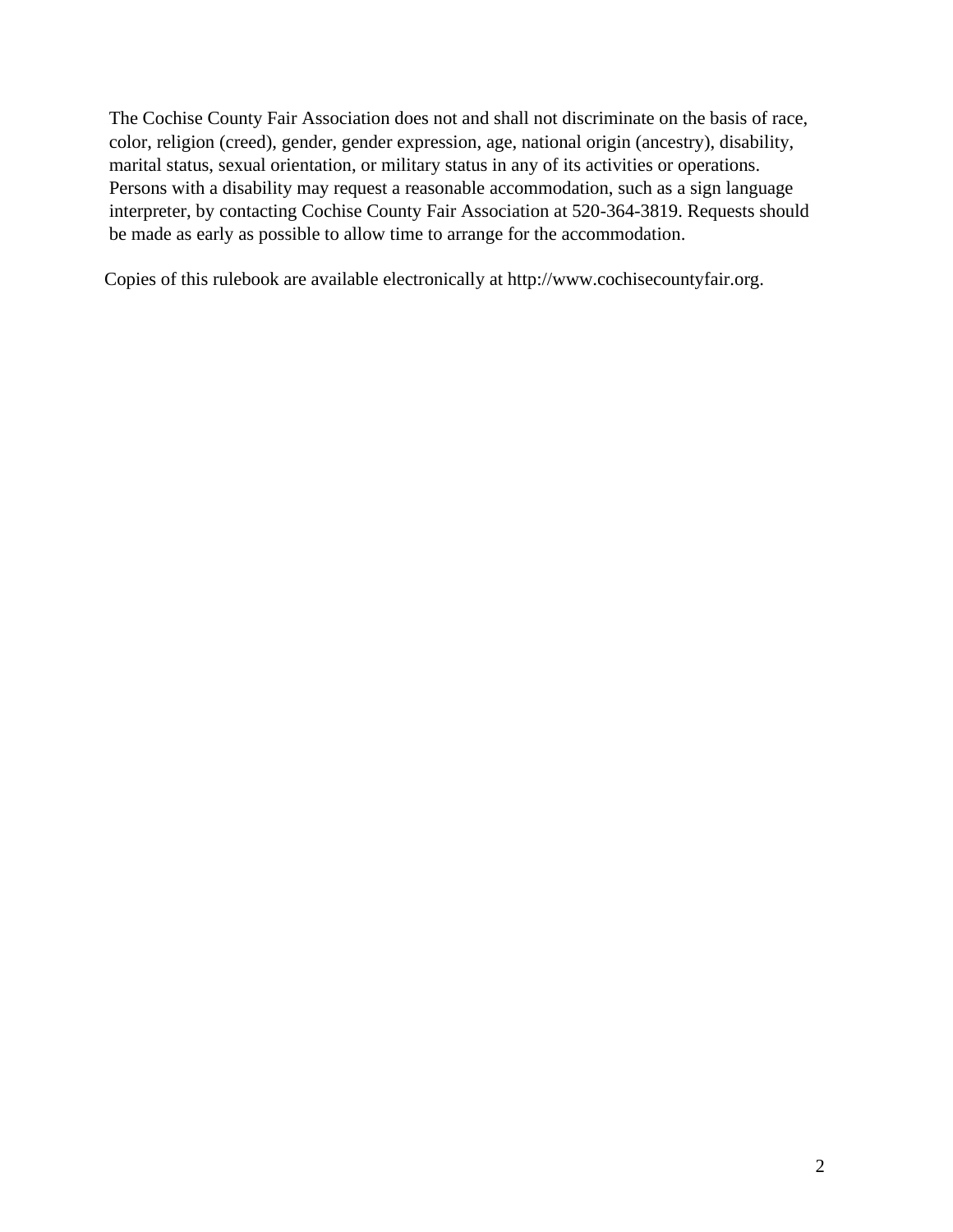The Cochise County Fair Association does not and shall not discriminate on the basis of race, color, religion (creed), gender, gender expression, age, national origin (ancestry), disability, marital status, sexual orientation, or military status in any of its activities or operations. Persons with a disability may request a reasonable accommodation, such as a sign language interpreter, by contacting Cochise County Fair Association at 520-364-3819. Requests should be made as early as possible to allow time to arrange for the accommodation.

Copies of this rulebook are available electronically at http://www.cochisecountyfair.org.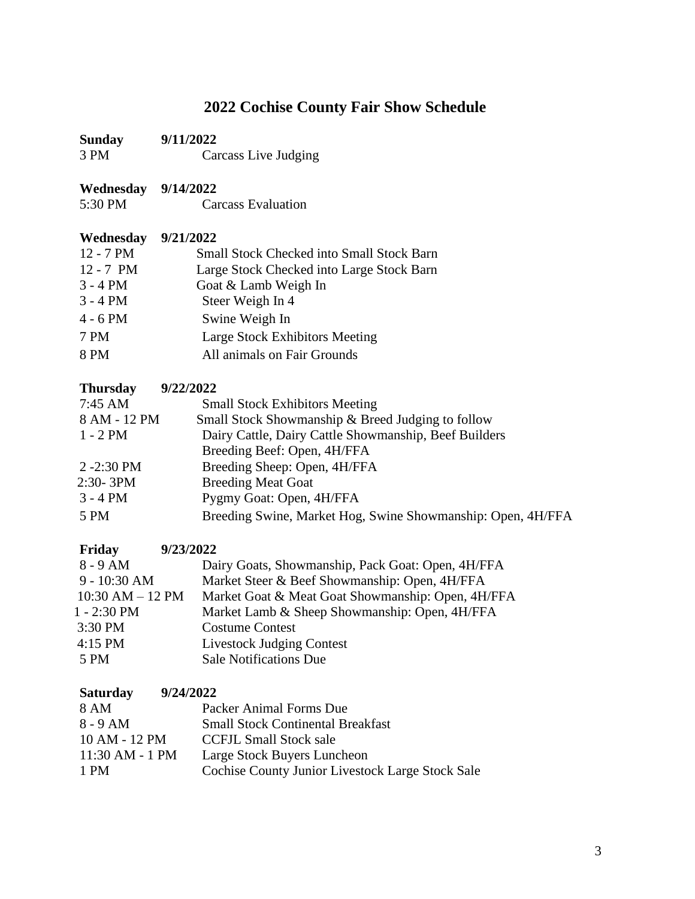# 2022 Cochise County Fair Show Schedule

**Sunday 9/11/2022**

| | |
|---|---|
| 3 PM | Carcass Live Judging |

**Wednesday 9/14/2022**

| | |
|---|---|
| 5:30 PM | Carcass Evaluation |

**Wednesday 9/21/2022**

| | |
|---|---|
| 12 - 7 PM | Small Stock Checked into Small Stock Barn |
| 12 - 7 PM | Large Stock Checked into Large Stock Barn |
| 3 - 4 PM | Goat & Lamb Weigh In |
| 3 - 4 PM | Steer Weigh In 4 |
| 4 - 6 PM | Swine Weigh In |
| 7 PM | Large Stock Exhibitors Meeting |
| 8 PM | All animals on Fair Grounds |

**Thursday 9/22/2022**

| | |
|---|---|
| 7:45 AM | Small Stock Exhibitors Meeting |
| 8 AM - 12 PM | Small Stock Showmanship & Breed Judging to follow |
| 1 - 2 PM | Dairy Cattle, Dairy Cattle Showmanship, Beef Builders<br>Breeding Beef: Open, 4H/FFA |
| 2 -2:30 PM | Breeding Sheep: Open, 4H/FFA |
| 2:30- 3PM | Breeding Meat Goat |
| 3 - 4 PM | Pygmy Goat: Open, 4H/FFA |
| 5 PM | Breeding Swine, Market Hog, Swine Showmanship: Open, 4H/FFA |

**Friday 9/23/2022**

| | |
|---|---|
| 8 - 9 AM | Dairy Goats, Showmanship, Pack Goat: Open, 4H/FFA |
| 9 - 10:30 AM | Market Steer & Beef Showmanship: Open, 4H/FFA |
| 10:30 AM – 12 PM | Market Goat & Meat Goat Showmanship: Open, 4H/FFA |
| 1 - 2:30 PM | Market Lamb & Sheep Showmanship: Open, 4H/FFA |
| 3:30 PM | Costume Contest |
| 4:15 PM | Livestock Judging Contest |
| 5 PM | Sale Notifications Due |

**Saturday 9/24/2022**

| | |
|---|---|
| 8 AM | Packer Animal Forms Due |
| 8 - 9 AM | Small Stock Continental Breakfast |
| 10 AM - 12 PM | CCFJL Small Stock sale |
| 11:30 AM - 1 PM | Large Stock Buyers Luncheon |
| 1 PM | Cochise County Junior Livestock Large Stock Sale |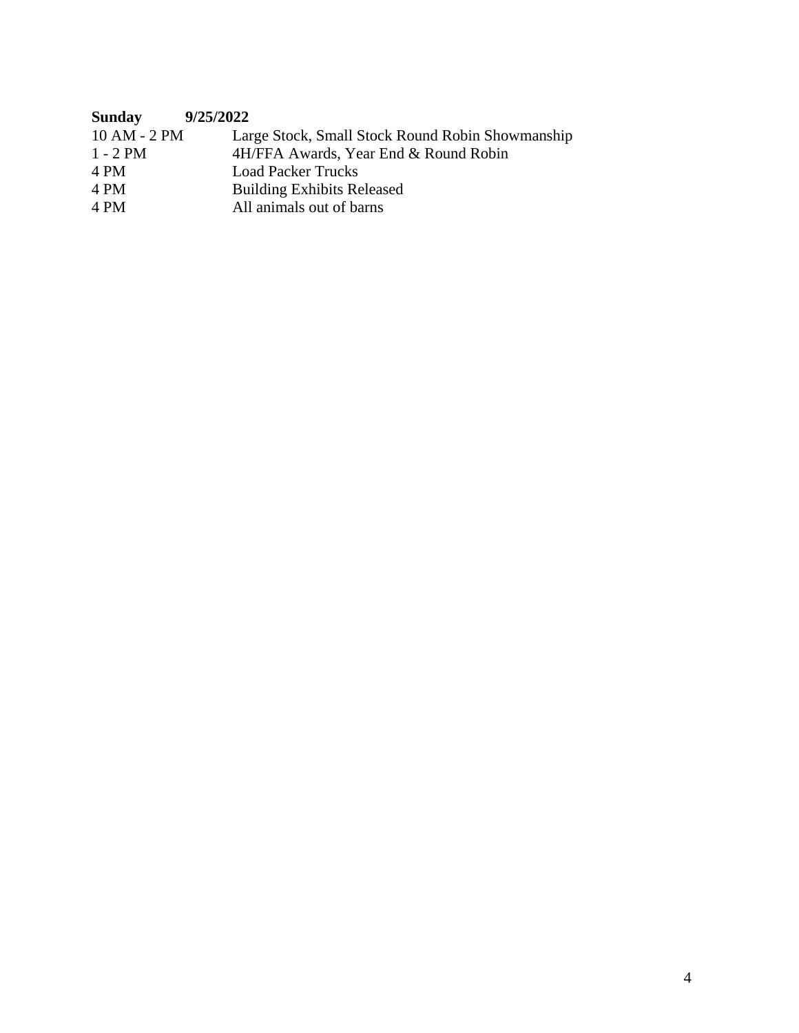**Sunday 9/25/2022**

| | |
|---|---|
| 10 AM - 2 PM | Large Stock, Small Stock Round Robin Showmanship |
| 1 - 2 PM | 4H/FFA Awards, Year End & Round Robin |
| 4 PM | Load Packer Trucks |
| 4 PM | Building Exhibits Released |
| 4 PM | All animals out of barns |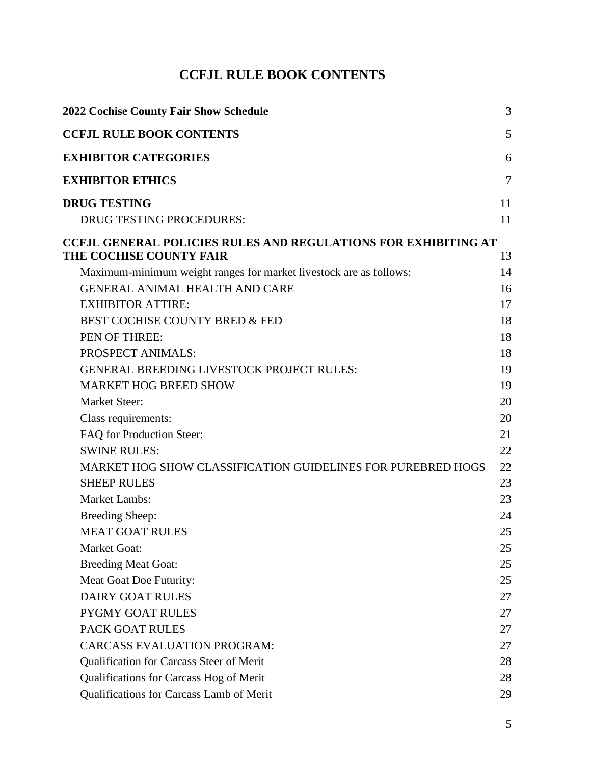# CCFJL RULE BOOK CONTENTS

| | |
|---|---|
| **2022 Cochise County Fair Show Schedule** | 3 |
| **CCFJL RULE BOOK CONTENTS** | 5 |
| **EXHIBITOR CATEGORIES** | 6 |
| **EXHIBITOR ETHICS** | 7 |
| **DRUG TESTING** | 11 |
| DRUG TESTING PROCEDURES: | 11 |
| **CCFJL GENERAL POLICIES RULES AND REGULATIONS FOR EXHIBITING AT THE COCHISE COUNTY FAIR** | 13 |
| Maximum-minimum weight ranges for market livestock are as follows: | 14 |
| GENERAL ANIMAL HEALTH AND CARE | 16 |
| EXHIBITOR ATTIRE: | 17 |
| BEST COCHISE COUNTY BRED & FED | 18 |
| PEN OF THREE: | 18 |
| PROSPECT ANIMALS: | 18 |
| GENERAL BREEDING LIVESTOCK PROJECT RULES: | 19 |
| MARKET HOG BREED SHOW | 19 |
| Market Steer: | 20 |
| Class requirements: | 20 |
| FAQ for Production Steer: | 21 |
| SWINE RULES: | 22 |
| MARKET HOG SHOW CLASSIFICATION GUIDELINES FOR PUREBRED HOGS | 22 |
| SHEEP RULES | 23 |
| Market Lambs: | 23 |
| Breeding Sheep: | 24 |
| MEAT GOAT RULES | 25 |
| Market Goat: | 25 |
| Breeding Meat Goat: | 25 |
| Meat Goat Doe Futurity: | 25 |
| DAIRY GOAT RULES | 27 |
| PYGMY GOAT RULES | 27 |
| PACK GOAT RULES | 27 |
| CARCASS EVALUATION PROGRAM: | 27 |
| Qualification for Carcass Steer of Merit | 28 |
| Qualifications for Carcass Hog of Merit | 28 |
| Qualifications for Carcass Lamb of Merit | 29 |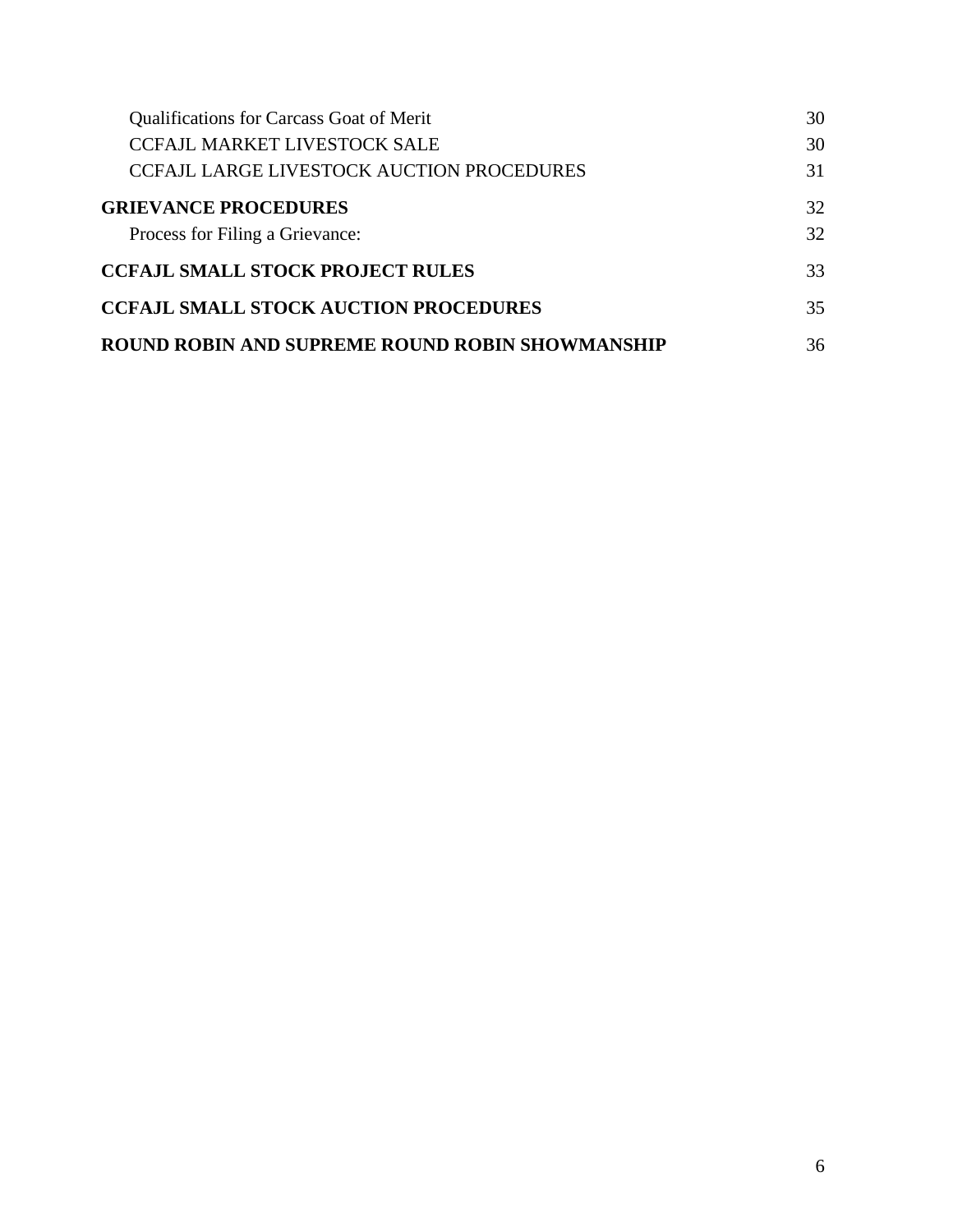| | |
|---|---|
| Qualifications for Carcass Goat of Merit | 30 |
| CCFAJL MARKET LIVESTOCK SALE | 30 |
| CCFAJL LARGE LIVESTOCK AUCTION PROCEDURES | 31 |
| **GRIEVANCE PROCEDURES** | 32 |
| Process for Filing a Grievance: | 32 |
| **CCFAJL SMALL STOCK PROJECT RULES** | 33 |
| **CCFAJL SMALL STOCK AUCTION PROCEDURES** | 35 |
| **ROUND ROBIN AND SUPREME ROUND ROBIN SHOWMANSHIP** | 36 |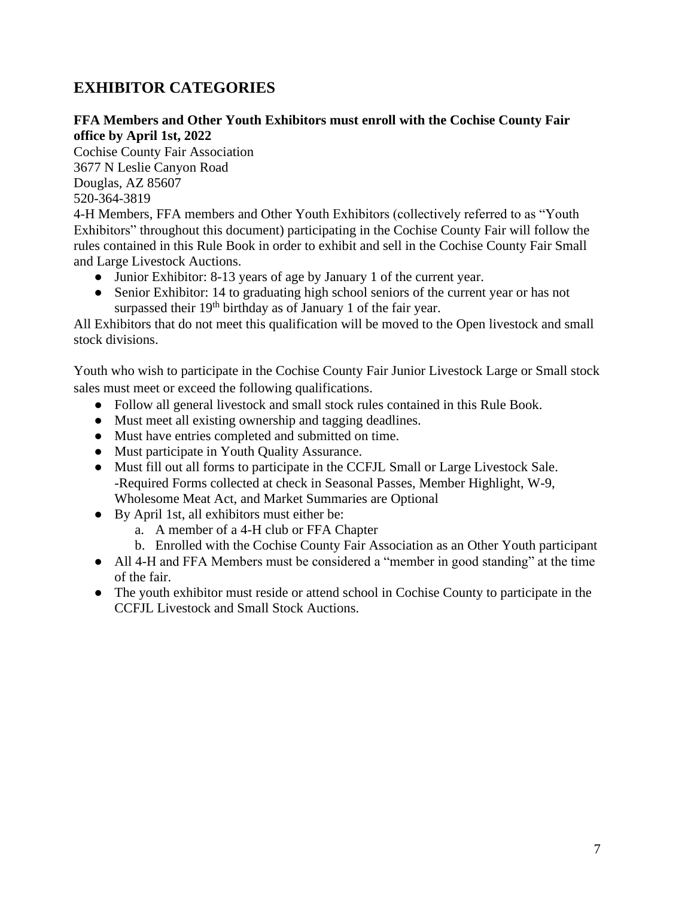## EXHIBITOR CATEGORIES

**FFA Members and Other Youth Exhibitors must enroll with the Cochise County Fair office by April 1st, 2022**

Cochise County Fair Association
3677 N Leslie Canyon Road
Douglas, AZ 85607
520-364-3819

4-H Members, FFA members and Other Youth Exhibitors (collectively referred to as "Youth Exhibitors" throughout this document) participating in the Cochise County Fair will follow the rules contained in this Rule Book in order to exhibit and sell in the Cochise County Fair Small and Large Livestock Auctions.

- Junior Exhibitor: 8-13 years of age by January 1 of the current year.
- Senior Exhibitor: 14 to graduating high school seniors of the current year or has not surpassed their 19th birthday as of January 1 of the fair year.

All Exhibitors that do not meet this qualification will be moved to the Open livestock and small stock divisions.

Youth who wish to participate in the Cochise County Fair Junior Livestock Large or Small stock sales must meet or exceed the following qualifications.

- Follow all general livestock and small stock rules contained in this Rule Book.
- Must meet all existing ownership and tagging deadlines.
- Must have entries completed and submitted on time.
- Must participate in Youth Quality Assurance.
- Must fill out all forms to participate in the CCFJL Small or Large Livestock Sale.
  -Required Forms collected at check in Seasonal Passes, Member Highlight, W-9, Wholesome Meat Act, and Market Summaries are Optional
- By April 1st, all exhibitors must either be:
  a. A member of a 4-H club or FFA Chapter
  b. Enrolled with the Cochise County Fair Association as an Other Youth participant
- All 4-H and FFA Members must be considered a "member in good standing" at the time of the fair.
- The youth exhibitor must reside or attend school in Cochise County to participate in the CCFJL Livestock and Small Stock Auctions.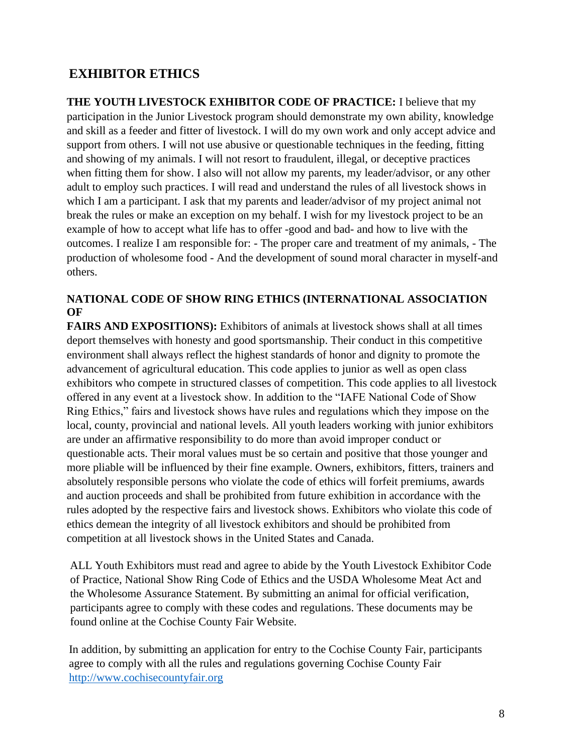## EXHIBITOR ETHICS

**THE YOUTH LIVESTOCK EXHIBITOR CODE OF PRACTICE:** I believe that my participation in the Junior Livestock program should demonstrate my own ability, knowledge and skill as a feeder and fitter of livestock. I will do my own work and only accept advice and support from others. I will not use abusive or questionable techniques in the feeding, fitting and showing of my animals. I will not resort to fraudulent, illegal, or deceptive practices when fitting them for show. I also will not allow my parents, my leader/advisor, or any other adult to employ such practices. I will read and understand the rules of all livestock shows in which I am a participant. I ask that my parents and leader/advisor of my project animal not break the rules or make an exception on my behalf. I wish for my livestock project to be an example of how to accept what life has to offer -good and bad- and how to live with the outcomes. I realize I am responsible for: - The proper care and treatment of my animals, - The production of wholesome food - And the development of sound moral character in myself-and others.

**NATIONAL CODE OF SHOW RING ETHICS (INTERNATIONAL ASSOCIATION OF FAIRS AND EXPOSITIONS):** Exhibitors of animals at livestock shows shall at all times deport themselves with honesty and good sportsmanship. Their conduct in this competitive environment shall always reflect the highest standards of honor and dignity to promote the advancement of agricultural education. This code applies to junior as well as open class exhibitors who compete in structured classes of competition. This code applies to all livestock offered in any event at a livestock show. In addition to the "IAFE National Code of Show Ring Ethics," fairs and livestock shows have rules and regulations which they impose on the local, county, provincial and national levels. All youth leaders working with junior exhibitors are under an affirmative responsibility to do more than avoid improper conduct or questionable acts. Their moral values must be so certain and positive that those younger and more pliable will be influenced by their fine example. Owners, exhibitors, fitters, trainers and absolutely responsible persons who violate the code of ethics will forfeit premiums, awards and auction proceeds and shall be prohibited from future exhibition in accordance with the rules adopted by the respective fairs and livestock shows. Exhibitors who violate this code of ethics demean the integrity of all livestock exhibitors and should be prohibited from competition at all livestock shows in the United States and Canada.

ALL Youth Exhibitors must read and agree to abide by the Youth Livestock Exhibitor Code of Practice, National Show Ring Code of Ethics and the USDA Wholesome Meat Act and the Wholesome Assurance Statement. By submitting an animal for official verification, participants agree to comply with these codes and regulations. These documents may be found online at the Cochise County Fair Website.

In addition, by submitting an application for entry to the Cochise County Fair, participants agree to comply with all the rules and regulations governing Cochise County Fair http://www.cochisecountyfair.org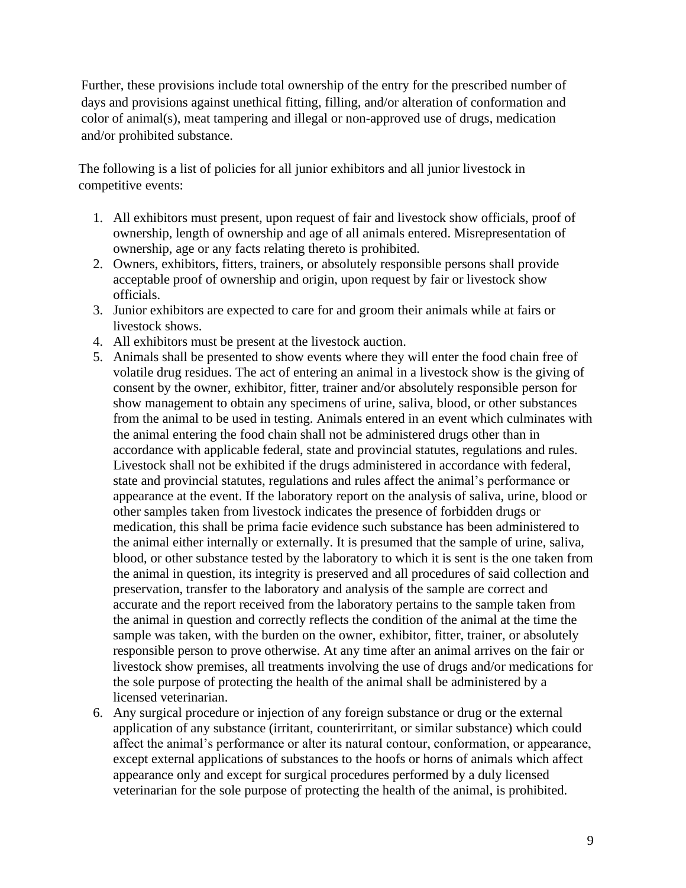Further, these provisions include total ownership of the entry for the prescribed number of days and provisions against unethical fitting, filling, and/or alteration of conformation and color of animal(s), meat tampering and illegal or non-approved use of drugs, medication and/or prohibited substance.

The following is a list of policies for all junior exhibitors and all junior livestock in competitive events:

1. All exhibitors must present, upon request of fair and livestock show officials, proof of ownership, length of ownership and age of all animals entered. Misrepresentation of ownership, age or any facts relating thereto is prohibited.
2. Owners, exhibitors, fitters, trainers, or absolutely responsible persons shall provide acceptable proof of ownership and origin, upon request by fair or livestock show officials.
3. Junior exhibitors are expected to care for and groom their animals while at fairs or livestock shows.
4. All exhibitors must be present at the livestock auction.
5. Animals shall be presented to show events where they will enter the food chain free of volatile drug residues. The act of entering an animal in a livestock show is the giving of consent by the owner, exhibitor, fitter, trainer and/or absolutely responsible person for show management to obtain any specimens of urine, saliva, blood, or other substances from the animal to be used in testing. Animals entered in an event which culminates with the animal entering the food chain shall not be administered drugs other than in accordance with applicable federal, state and provincial statutes, regulations and rules. Livestock shall not be exhibited if the drugs administered in accordance with federal, state and provincial statutes, regulations and rules affect the animal's performance or appearance at the event. If the laboratory report on the analysis of saliva, urine, blood or other samples taken from livestock indicates the presence of forbidden drugs or medication, this shall be prima facie evidence such substance has been administered to the animal either internally or externally. It is presumed that the sample of urine, saliva, blood, or other substance tested by the laboratory to which it is sent is the one taken from the animal in question, its integrity is preserved and all procedures of said collection and preservation, transfer to the laboratory and analysis of the sample are correct and accurate and the report received from the laboratory pertains to the sample taken from the animal in question and correctly reflects the condition of the animal at the time the sample was taken, with the burden on the owner, exhibitor, fitter, trainer, or absolutely responsible person to prove otherwise. At any time after an animal arrives on the fair or livestock show premises, all treatments involving the use of drugs and/or medications for the sole purpose of protecting the health of the animal shall be administered by a licensed veterinarian.
6. Any surgical procedure or injection of any foreign substance or drug or the external application of any substance (irritant, counterirritant, or similar substance) which could affect the animal's performance or alter its natural contour, conformation, or appearance, except external applications of substances to the hoofs or horns of animals which affect appearance only and except for surgical procedures performed by a duly licensed veterinarian for the sole purpose of protecting the health of the animal, is prohibited.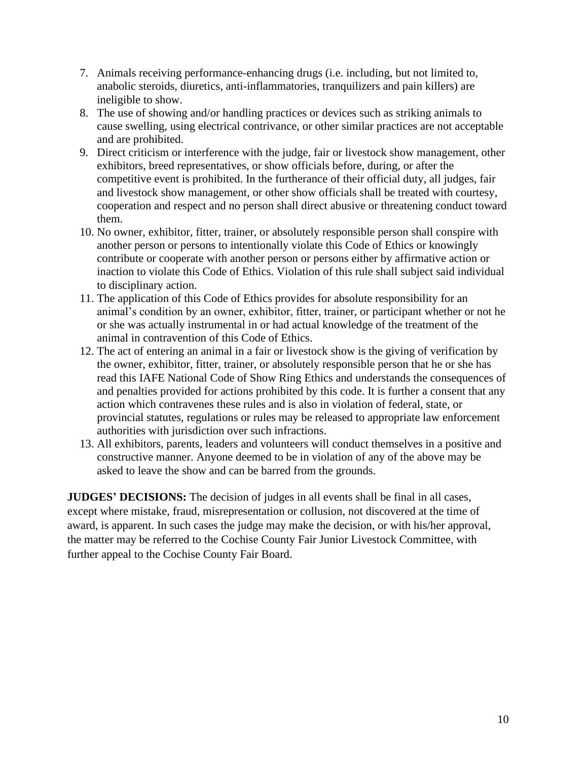7. Animals receiving performance-enhancing drugs (i.e. including, but not limited to, anabolic steroids, diuretics, anti-inflammatories, tranquilizers and pain killers) are ineligible to show.
8. The use of showing and/or handling practices or devices such as striking animals to cause swelling, using electrical contrivance, or other similar practices are not acceptable and are prohibited.
9. Direct criticism or interference with the judge, fair or livestock show management, other exhibitors, breed representatives, or show officials before, during, or after the competitive event is prohibited. In the furtherance of their official duty, all judges, fair and livestock show management, or other show officials shall be treated with courtesy, cooperation and respect and no person shall direct abusive or threatening conduct toward them.
10. No owner, exhibitor, fitter, trainer, or absolutely responsible person shall conspire with another person or persons to intentionally violate this Code of Ethics or knowingly contribute or cooperate with another person or persons either by affirmative action or inaction to violate this Code of Ethics. Violation of this rule shall subject said individual to disciplinary action.
11. The application of this Code of Ethics provides for absolute responsibility for an animal's condition by an owner, exhibitor, fitter, trainer, or participant whether or not he or she was actually instrumental in or had actual knowledge of the treatment of the animal in contravention of this Code of Ethics.
12. The act of entering an animal in a fair or livestock show is the giving of verification by the owner, exhibitor, fitter, trainer, or absolutely responsible person that he or she has read this IAFE National Code of Show Ring Ethics and understands the consequences of and penalties provided for actions prohibited by this code. It is further a consent that any action which contravenes these rules and is also in violation of federal, state, or provincial statutes, regulations or rules may be released to appropriate law enforcement authorities with jurisdiction over such infractions.
13. All exhibitors, parents, leaders and volunteers will conduct themselves in a positive and constructive manner. Anyone deemed to be in violation of any of the above may be asked to leave the show and can be barred from the grounds.

**JUDGES' DECISIONS:** The decision of judges in all events shall be final in all cases, except where mistake, fraud, misrepresentation or collusion, not discovered at the time of award, is apparent. In such cases the judge may make the decision, or with his/her approval, the matter may be referred to the Cochise County Fair Junior Livestock Committee, with further appeal to the Cochise County Fair Board.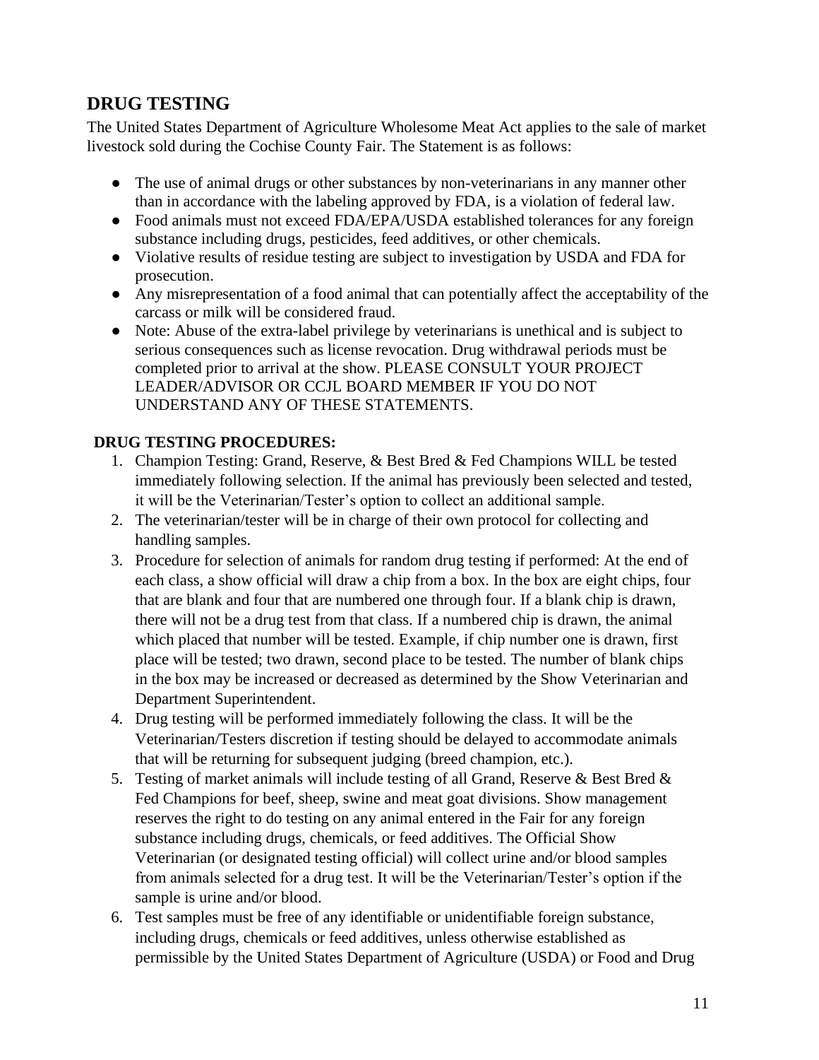## DRUG TESTING

The United States Department of Agriculture Wholesome Meat Act applies to the sale of market livestock sold during the Cochise County Fair. The Statement is as follows:

- The use of animal drugs or other substances by non-veterinarians in any manner other than in accordance with the labeling approved by FDA, is a violation of federal law.
- Food animals must not exceed FDA/EPA/USDA established tolerances for any foreign substance including drugs, pesticides, feed additives, or other chemicals.
- Violative results of residue testing are subject to investigation by USDA and FDA for prosecution.
- Any misrepresentation of a food animal that can potentially affect the acceptability of the carcass or milk will be considered fraud.
- Note: Abuse of the extra-label privilege by veterinarians is unethical and is subject to serious consequences such as license revocation. Drug withdrawal periods must be completed prior to arrival at the show. PLEASE CONSULT YOUR PROJECT LEADER/ADVISOR OR CCJL BOARD MEMBER IF YOU DO NOT UNDERSTAND ANY OF THESE STATEMENTS.

**DRUG TESTING PROCEDURES:**

1. Champion Testing: Grand, Reserve, & Best Bred & Fed Champions WILL be tested immediately following selection. If the animal has previously been selected and tested, it will be the Veterinarian/Tester's option to collect an additional sample.
2. The veterinarian/tester will be in charge of their own protocol for collecting and handling samples.
3. Procedure for selection of animals for random drug testing if performed: At the end of each class, a show official will draw a chip from a box. In the box are eight chips, four that are blank and four that are numbered one through four. If a blank chip is drawn, there will not be a drug test from that class. If a numbered chip is drawn, the animal which placed that number will be tested. Example, if chip number one is drawn, first place will be tested; two drawn, second place to be tested. The number of blank chips in the box may be increased or decreased as determined by the Show Veterinarian and Department Superintendent.
4. Drug testing will be performed immediately following the class. It will be the Veterinarian/Testers discretion if testing should be delayed to accommodate animals that will be returning for subsequent judging (breed champion, etc.).
5. Testing of market animals will include testing of all Grand, Reserve & Best Bred & Fed Champions for beef, sheep, swine and meat goat divisions. Show management reserves the right to do testing on any animal entered in the Fair for any foreign substance including drugs, chemicals, or feed additives. The Official Show Veterinarian (or designated testing official) will collect urine and/or blood samples from animals selected for a drug test. It will be the Veterinarian/Tester's option if the sample is urine and/or blood.
6. Test samples must be free of any identifiable or unidentifiable foreign substance, including drugs, chemicals or feed additives, unless otherwise established as permissible by the United States Department of Agriculture (USDA) or Food and Drug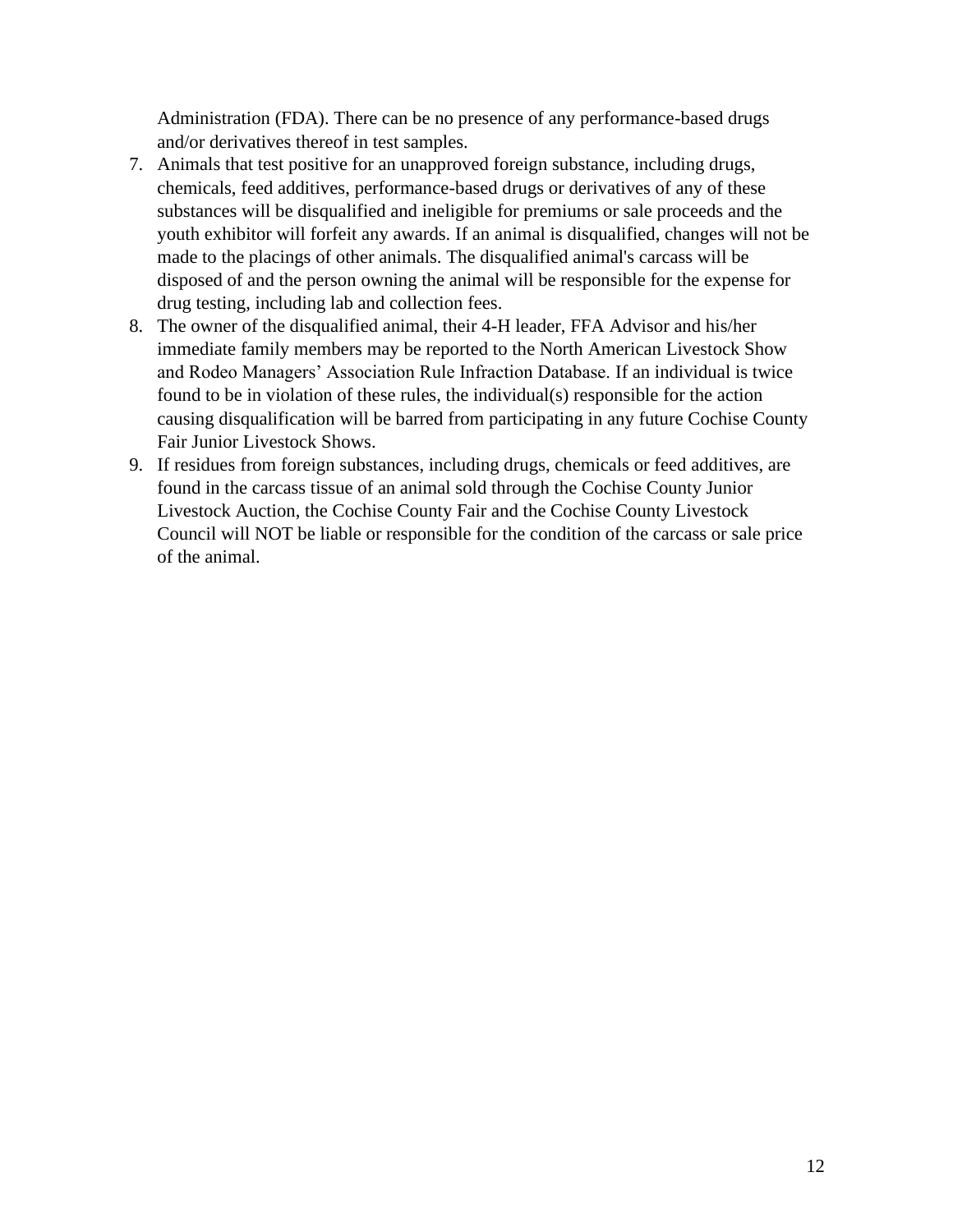Administration (FDA). There can be no presence of any performance-based drugs and/or derivatives thereof in test samples.

7. Animals that test positive for an unapproved foreign substance, including drugs, chemicals, feed additives, performance-based drugs or derivatives of any of these substances will be disqualified and ineligible for premiums or sale proceeds and the youth exhibitor will forfeit any awards. If an animal is disqualified, changes will not be made to the placings of other animals. The disqualified animal's carcass will be disposed of and the person owning the animal will be responsible for the expense for drug testing, including lab and collection fees.
8. The owner of the disqualified animal, their 4-H leader, FFA Advisor and his/her immediate family members may be reported to the North American Livestock Show and Rodeo Managers' Association Rule Infraction Database. If an individual is twice found to be in violation of these rules, the individual(s) responsible for the action causing disqualification will be barred from participating in any future Cochise County Fair Junior Livestock Shows.
9. If residues from foreign substances, including drugs, chemicals or feed additives, are found in the carcass tissue of an animal sold through the Cochise County Junior Livestock Auction, the Cochise County Fair and the Cochise County Livestock Council will NOT be liable or responsible for the condition of the carcass or sale price of the animal.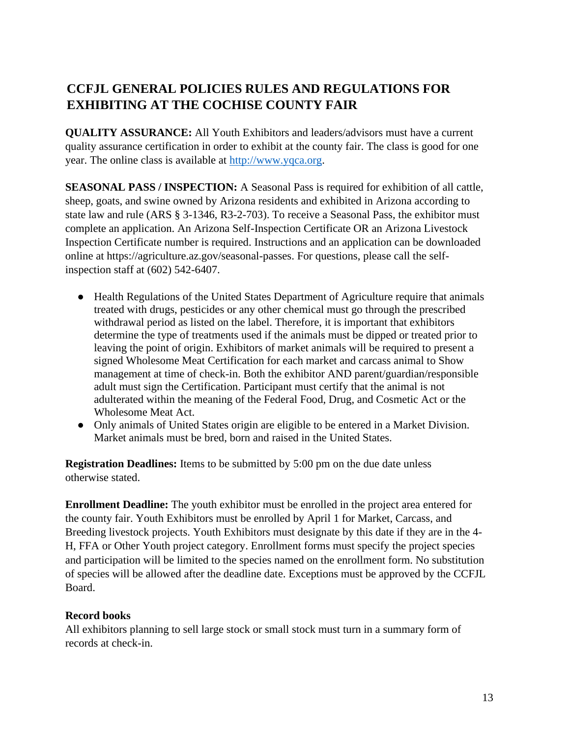# CCFJL GENERAL POLICIES RULES AND REGULATIONS FOR EXHIBITING AT THE COCHISE COUNTY FAIR

**QUALITY ASSURANCE:** All Youth Exhibitors and leaders/advisors must have a current quality assurance certification in order to exhibit at the county fair. The class is good for one year. The online class is available at [http://www.yqca.org](http://www.yqca.org).

**SEASONAL PASS / INSPECTION:** A Seasonal Pass is required for exhibition of all cattle, sheep, goats, and swine owned by Arizona residents and exhibited in Arizona according to state law and rule (ARS § 3-1346, R3-2-703). To receive a Seasonal Pass, the exhibitor must complete an application. An Arizona Self-Inspection Certificate OR an Arizona Livestock Inspection Certificate number is required. Instructions and an application can be downloaded online at https://agriculture.az.gov/seasonal-passes. For questions, please call the self-inspection staff at (602) 542-6407.

- Health Regulations of the United States Department of Agriculture require that animals treated with drugs, pesticides or any other chemical must go through the prescribed withdrawal period as listed on the label. Therefore, it is important that exhibitors determine the type of treatments used if the animals must be dipped or treated prior to leaving the point of origin. Exhibitors of market animals will be required to present a signed Wholesome Meat Certification for each market and carcass animal to Show management at time of check-in. Both the exhibitor AND parent/guardian/responsible adult must sign the Certification. Participant must certify that the animal is not adulterated within the meaning of the Federal Food, Drug, and Cosmetic Act or the Wholesome Meat Act.
- Only animals of United States origin are eligible to be entered in a Market Division. Market animals must be bred, born and raised in the United States.

**Registration Deadlines:** Items to be submitted by 5:00 pm on the due date unless otherwise stated.

**Enrollment Deadline:** The youth exhibitor must be enrolled in the project area entered for the county fair. Youth Exhibitors must be enrolled by April 1 for Market, Carcass, and Breeding livestock projects. Youth Exhibitors must designate by this date if they are in the 4-H, FFA or Other Youth project category. Enrollment forms must specify the project species and participation will be limited to the species named on the enrollment form. No substitution of species will be allowed after the deadline date. Exceptions must be approved by the CCFJL Board.

**Record books**

All exhibitors planning to sell large stock or small stock must turn in a summary form of records at check-in.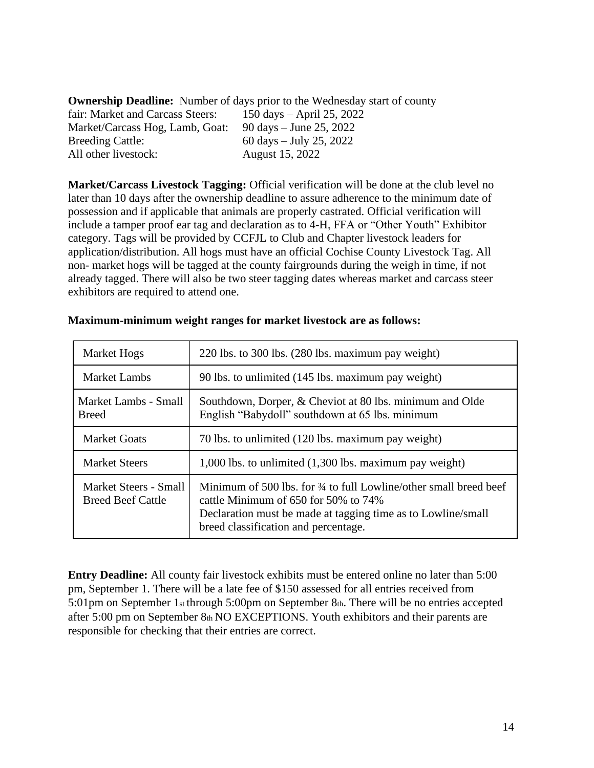**Ownership Deadline:** Number of days prior to the Wednesday start of county fair: Market and Carcass Steers: 150 days – April 25, 2022
Market/Carcass Hog, Lamb, Goat: 90 days – June 25, 2022
Breeding Cattle: 60 days – July 25, 2022
All other livestock: August 15, 2022

**Market/Carcass Livestock Tagging:** Official verification will be done at the club level no later than 10 days after the ownership deadline to assure adherence to the minimum date of possession and if applicable that animals are properly castrated. Official verification will include a tamper proof ear tag and declaration as to 4-H, FFA or "Other Youth" Exhibitor category. Tags will be provided by CCFJL to Club and Chapter livestock leaders for application/distribution. All hogs must have an official Cochise County Livestock Tag. All non- market hogs will be tagged at the county fairgrounds during the weigh in time, if not already tagged. There will also be two steer tagging dates whereas market and carcass steer exhibitors are required to attend one.

**Maximum-minimum weight ranges for market livestock are as follows:**

| | |
|---|---|
| Market Hogs | 220 lbs. to 300 lbs. (280 lbs. maximum pay weight) |
| Market Lambs | 90 lbs. to unlimited (145 lbs. maximum pay weight) |
| Market Lambs - Small Breed | Southdown, Dorper, & Cheviot at 80 lbs. minimum and Olde English "Babydoll" southdown at 65 lbs. minimum |
| Market Goats | 70 lbs. to unlimited (120 lbs. maximum pay weight) |
| Market Steers | 1,000 lbs. to unlimited (1,300 lbs. maximum pay weight) |
| Market Steers - Small Breed Beef Cattle | Minimum of 500 lbs. for ¾ to full Lowline/other small breed beef cattle Minimum of 650 for 50% to 74% Declaration must be made at tagging time as to Lowline/small breed classification and percentage. |

**Entry Deadline:** All county fair livestock exhibits must be entered online no later than 5:00 pm, September 1. There will be a late fee of $150 assessed for all entries received from 5:01pm on September 1st through 5:00pm on September 8th. There will be no entries accepted after 5:00 pm on September 8th NO EXCEPTIONS. Youth exhibitors and their parents are responsible for checking that their entries are correct.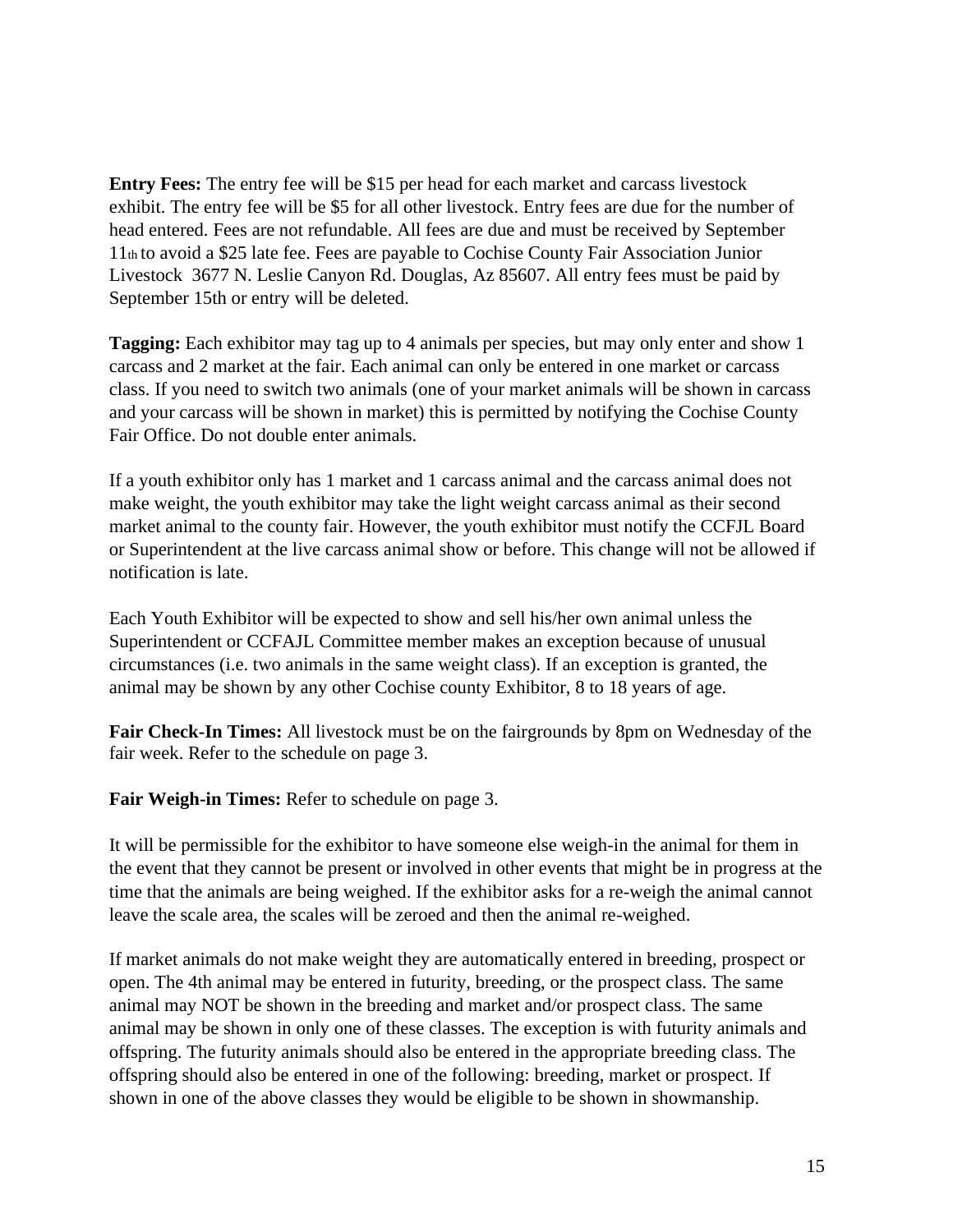**Entry Fees:** The entry fee will be $15 per head for each market and carcass livestock exhibit. The entry fee will be $5 for all other livestock. Entry fees are due for the number of head entered. Fees are not refundable. All fees are due and must be received by September 11th to avoid a $25 late fee. Fees are payable to Cochise County Fair Association Junior Livestock 3677 N. Leslie Canyon Rd. Douglas, Az 85607. All entry fees must be paid by September 15th or entry will be deleted.

**Tagging:** Each exhibitor may tag up to 4 animals per species, but may only enter and show 1 carcass and 2 market at the fair. Each animal can only be entered in one market or carcass class. If you need to switch two animals (one of your market animals will be shown in carcass and your carcass will be shown in market) this is permitted by notifying the Cochise County Fair Office. Do not double enter animals.

If a youth exhibitor only has 1 market and 1 carcass animal and the carcass animal does not make weight, the youth exhibitor may take the light weight carcass animal as their second market animal to the county fair. However, the youth exhibitor must notify the CCFJL Board or Superintendent at the live carcass animal show or before. This change will not be allowed if notification is late.

Each Youth Exhibitor will be expected to show and sell his/her own animal unless the Superintendent or CCFAJL Committee member makes an exception because of unusual circumstances (i.e. two animals in the same weight class). If an exception is granted, the animal may be shown by any other Cochise county Exhibitor, 8 to 18 years of age.

**Fair Check-In Times:** All livestock must be on the fairgrounds by 8pm on Wednesday of the fair week. Refer to the schedule on page 3.

**Fair Weigh-in Times:** Refer to schedule on page 3.

It will be permissible for the exhibitor to have someone else weigh-in the animal for them in the event that they cannot be present or involved in other events that might be in progress at the time that the animals are being weighed. If the exhibitor asks for a re-weigh the animal cannot leave the scale area, the scales will be zeroed and then the animal re-weighed.

If market animals do not make weight they are automatically entered in breeding, prospect or open. The 4th animal may be entered in futurity, breeding, or the prospect class. The same animal may NOT be shown in the breeding and market and/or prospect class. The same animal may be shown in only one of these classes. The exception is with futurity animals and offspring. The futurity animals should also be entered in the appropriate breeding class. The offspring should also be entered in one of the following: breeding, market or prospect. If shown in one of the above classes they would be eligible to be shown in showmanship.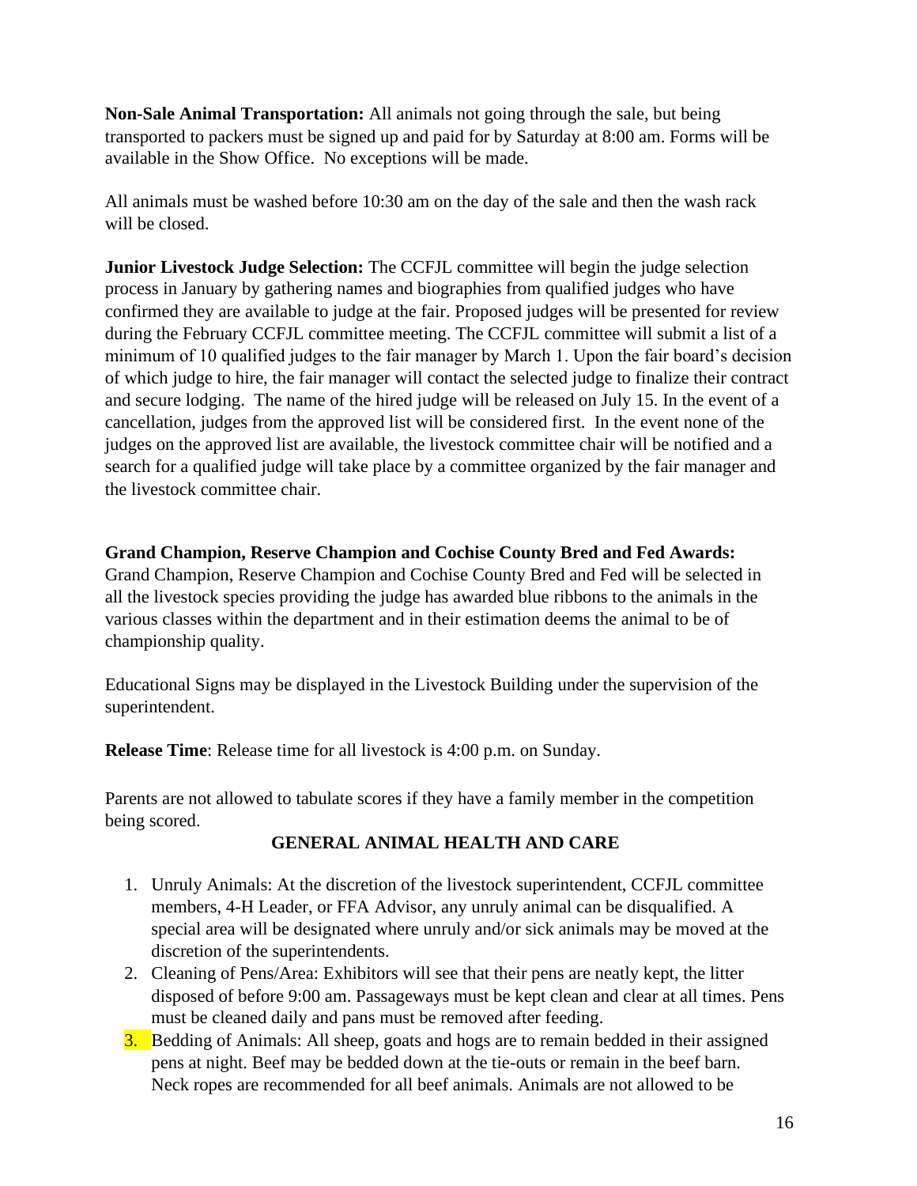**Non-Sale Animal Transportation:** All animals not going through the sale, but being transported to packers must be signed up and paid for by Saturday at 8:00 am. Forms will be available in the Show Office. No exceptions will be made.

All animals must be washed before 10:30 am on the day of the sale and then the wash rack will be closed.

**Junior Livestock Judge Selection:** The CCFJL committee will begin the judge selection process in January by gathering names and biographies from qualified judges who have confirmed they are available to judge at the fair. Proposed judges will be presented for review during the February CCFJL committee meeting. The CCFJL committee will submit a list of a minimum of 10 qualified judges to the fair manager by March 1. Upon the fair board's decision of which judge to hire, the fair manager will contact the selected judge to finalize their contract and secure lodging. The name of the hired judge will be released on July 15. In the event of a cancellation, judges from the approved list will be considered first. In the event none of the judges on the approved list are available, the livestock committee chair will be notified and a search for a qualified judge will take place by a committee organized by the fair manager and the livestock committee chair.

**Grand Champion, Reserve Champion and Cochise County Bred and Fed Awards:** Grand Champion, Reserve Champion and Cochise County Bred and Fed will be selected in all the livestock species providing the judge has awarded blue ribbons to the animals in the various classes within the department and in their estimation deems the animal to be of championship quality.

Educational Signs may be displayed in the Livestock Building under the supervision of the superintendent.

**Release Time**: Release time for all livestock is 4:00 p.m. on Sunday.

Parents are not allowed to tabulate scores if they have a family member in the competition being scored.

## GENERAL ANIMAL HEALTH AND CARE

1. Unruly Animals: At the discretion of the livestock superintendent, CCFJL committee members, 4-H Leader, or FFA Advisor, any unruly animal can be disqualified. A special area will be designated where unruly and/or sick animals may be moved at the discretion of the superintendents.
2. Cleaning of Pens/Area: Exhibitors will see that their pens are neatly kept, the litter disposed of before 9:00 am. Passageways must be kept clean and clear at all times. Pens must be cleaned daily and pans must be removed after feeding.
3. Bedding of Animals: All sheep, goats and hogs are to remain bedded in their assigned pens at night. Beef may be bedded down at the tie-outs or remain in the beef barn. Neck ropes are recommended for all beef animals. Animals are not allowed to be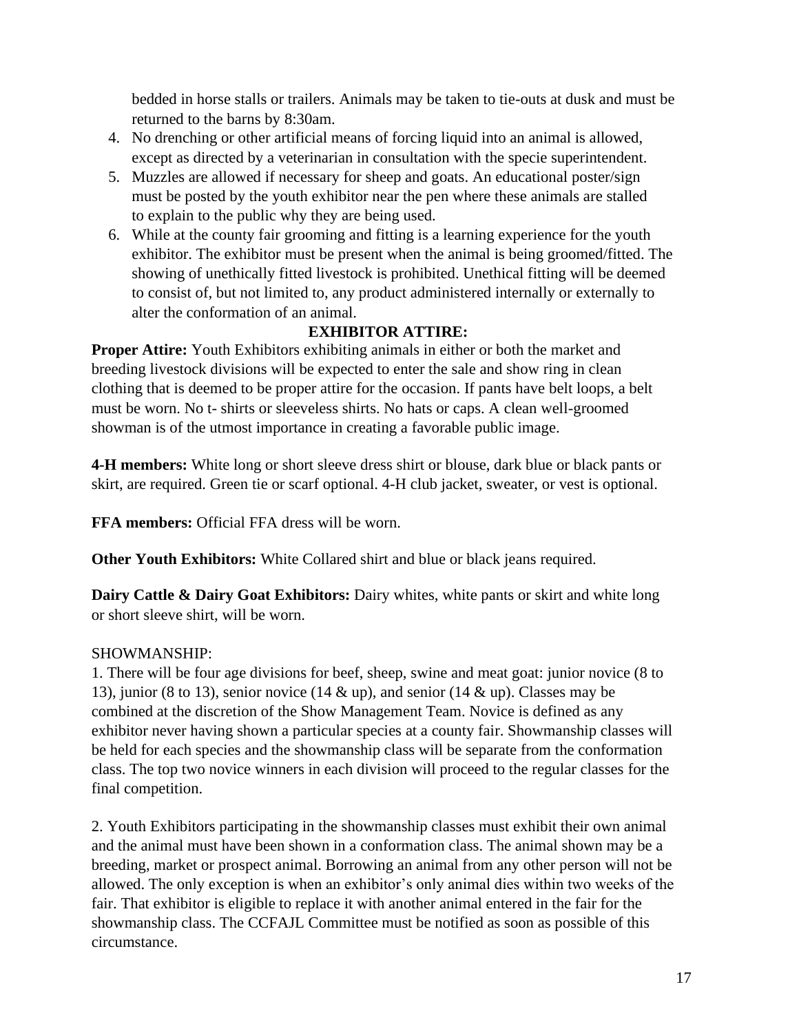bedded in horse stalls or trailers. Animals may be taken to tie-outs at dusk and must be returned to the barns by 8:30am.

4. No drenching or other artificial means of forcing liquid into an animal is allowed, except as directed by a veterinarian in consultation with the specie superintendent.
5. Muzzles are allowed if necessary for sheep and goats. An educational poster/sign must be posted by the youth exhibitor near the pen where these animals are stalled to explain to the public why they are being used.
6. While at the county fair grooming and fitting is a learning experience for the youth exhibitor. The exhibitor must be present when the animal is being groomed/fitted. The showing of unethically fitted livestock is prohibited. Unethical fitting will be deemed to consist of, but not limited to, any product administered internally or externally to alter the conformation of an animal.

## EXHIBITOR ATTIRE:

**Proper Attire:** Youth Exhibitors exhibiting animals in either or both the market and breeding livestock divisions will be expected to enter the sale and show ring in clean clothing that is deemed to be proper attire for the occasion. If pants have belt loops, a belt must be worn. No t- shirts or sleeveless shirts. No hats or caps. A clean well-groomed showman is of the utmost importance in creating a favorable public image.

**4-H members:** White long or short sleeve dress shirt or blouse, dark blue or black pants or skirt, are required. Green tie or scarf optional. 4-H club jacket, sweater, or vest is optional.

**FFA members:** Official FFA dress will be worn.

**Other Youth Exhibitors:** White Collared shirt and blue or black jeans required.

**Dairy Cattle & Dairy Goat Exhibitors:** Dairy whites, white pants or skirt and white long or short sleeve shirt, will be worn.

SHOWMANSHIP:

1. There will be four age divisions for beef, sheep, swine and meat goat: junior novice (8 to 13), junior (8 to 13), senior novice (14 & up), and senior (14 & up). Classes may be combined at the discretion of the Show Management Team. Novice is defined as any exhibitor never having shown a particular species at a county fair. Showmanship classes will be held for each species and the showmanship class will be separate from the conformation class. The top two novice winners in each division will proceed to the regular classes for the final competition.

2. Youth Exhibitors participating in the showmanship classes must exhibit their own animal and the animal must have been shown in a conformation class. The animal shown may be a breeding, market or prospect animal. Borrowing an animal from any other person will not be allowed. The only exception is when an exhibitor's only animal dies within two weeks of the fair. That exhibitor is eligible to replace it with another animal entered in the fair for the showmanship class. The CCFAJL Committee must be notified as soon as possible of this circumstance.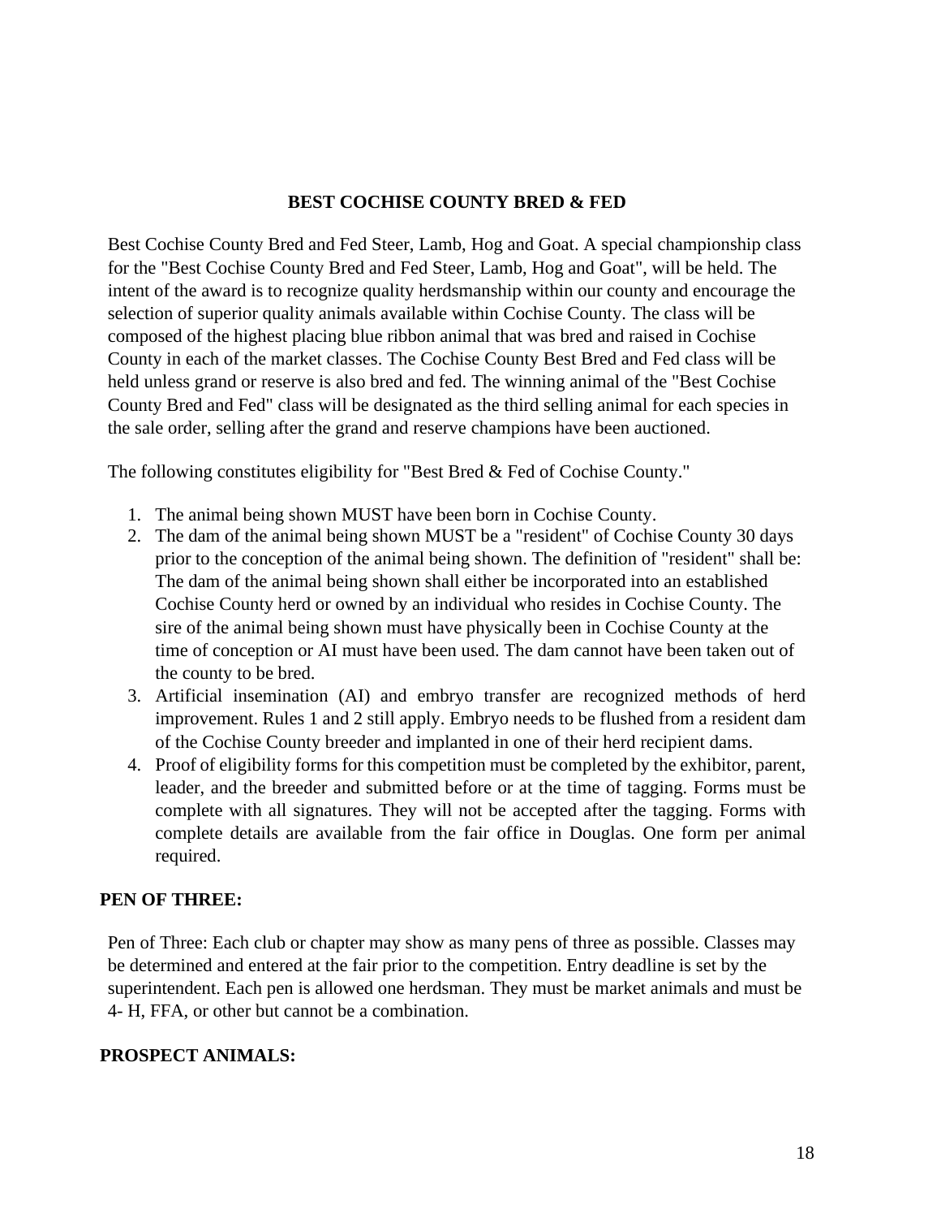## BEST COCHISE COUNTY BRED & FED

Best Cochise County Bred and Fed Steer, Lamb, Hog and Goat. A special championship class for the "Best Cochise County Bred and Fed Steer, Lamb, Hog and Goat", will be held. The intent of the award is to recognize quality herdsmanship within our county and encourage the selection of superior quality animals available within Cochise County. The class will be composed of the highest placing blue ribbon animal that was bred and raised in Cochise County in each of the market classes. The Cochise County Best Bred and Fed class will be held unless grand or reserve is also bred and fed. The winning animal of the "Best Cochise County Bred and Fed" class will be designated as the third selling animal for each species in the sale order, selling after the grand and reserve champions have been auctioned.

The following constitutes eligibility for "Best Bred & Fed of Cochise County."

1. The animal being shown MUST have been born in Cochise County.
2. The dam of the animal being shown MUST be a "resident" of Cochise County 30 days prior to the conception of the animal being shown. The definition of "resident" shall be: The dam of the animal being shown shall either be incorporated into an established Cochise County herd or owned by an individual who resides in Cochise County. The sire of the animal being shown must have physically been in Cochise County at the time of conception or AI must have been used. The dam cannot have been taken out of the county to be bred.
3. Artificial insemination (AI) and embryo transfer are recognized methods of herd improvement. Rules 1 and 2 still apply. Embryo needs to be flushed from a resident dam of the Cochise County breeder and implanted in one of their herd recipient dams.
4. Proof of eligibility forms for this competition must be completed by the exhibitor, parent, leader, and the breeder and submitted before or at the time of tagging. Forms must be complete with all signatures. They will not be accepted after the tagging. Forms with complete details are available from the fair office in Douglas. One form per animal required.

## PEN OF THREE:

Pen of Three: Each club or chapter may show as many pens of three as possible. Classes may be determined and entered at the fair prior to the competition. Entry deadline is set by the superintendent. Each pen is allowed one herdsman. They must be market animals and must be 4- H, FFA, or other but cannot be a combination.

## PROSPECT ANIMALS: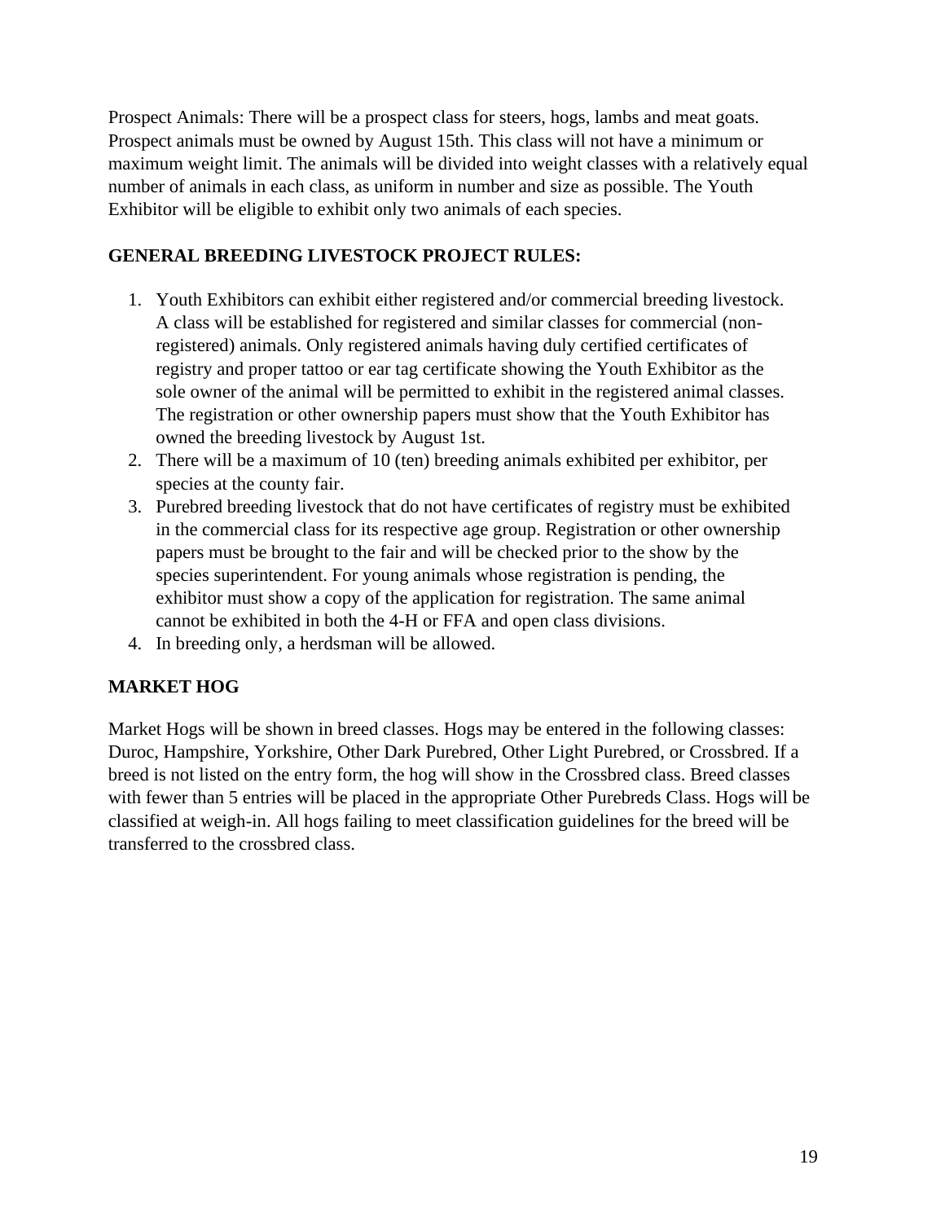Prospect Animals: There will be a prospect class for steers, hogs, lambs and meat goats. Prospect animals must be owned by August 15th. This class will not have a minimum or maximum weight limit. The animals will be divided into weight classes with a relatively equal number of animals in each class, as uniform in number and size as possible. The Youth Exhibitor will be eligible to exhibit only two animals of each species.

## GENERAL BREEDING LIVESTOCK PROJECT RULES:

1. Youth Exhibitors can exhibit either registered and/or commercial breeding livestock. A class will be established for registered and similar classes for commercial (non-registered) animals. Only registered animals having duly certified certificates of registry and proper tattoo or ear tag certificate showing the Youth Exhibitor as the sole owner of the animal will be permitted to exhibit in the registered animal classes. The registration or other ownership papers must show that the Youth Exhibitor has owned the breeding livestock by August 1st.
2. There will be a maximum of 10 (ten) breeding animals exhibited per exhibitor, per species at the county fair.
3. Purebred breeding livestock that do not have certificates of registry must be exhibited in the commercial class for its respective age group. Registration or other ownership papers must be brought to the fair and will be checked prior to the show by the species superintendent. For young animals whose registration is pending, the exhibitor must show a copy of the application for registration. The same animal cannot be exhibited in both the 4-H or FFA and open class divisions.
4. In breeding only, a herdsman will be allowed.

## MARKET HOG

Market Hogs will be shown in breed classes. Hogs may be entered in the following classes: Duroc, Hampshire, Yorkshire, Other Dark Purebred, Other Light Purebred, or Crossbred. If a breed is not listed on the entry form, the hog will show in the Crossbred class. Breed classes with fewer than 5 entries will be placed in the appropriate Other Purebreds Class. Hogs will be classified at weigh-in. All hogs failing to meet classification guidelines for the breed will be transferred to the crossbred class.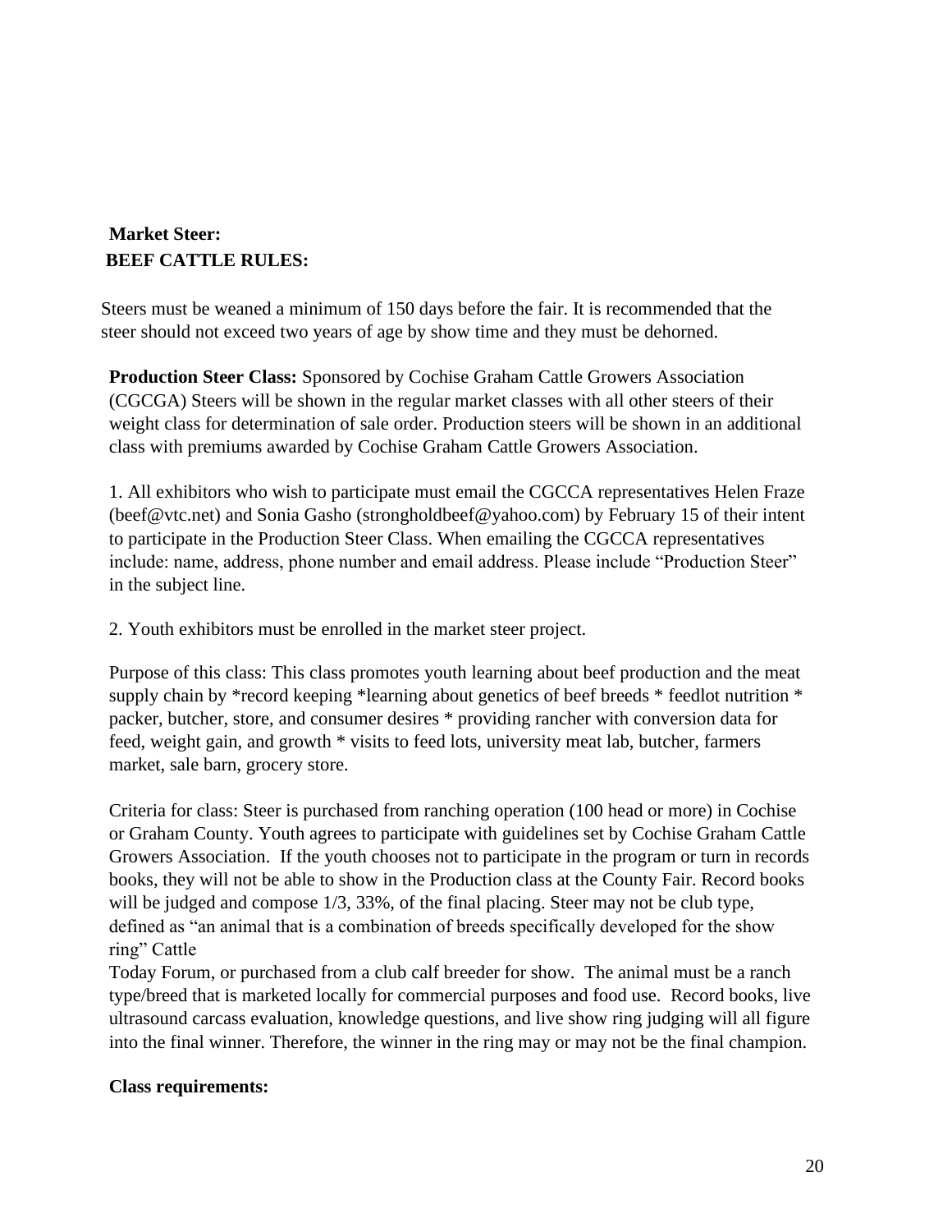**Market Steer:**

**BEEF CATTLE RULES:**

Steers must be weaned a minimum of 150 days before the fair. It is recommended that the steer should not exceed two years of age by show time and they must be dehorned.

**Production Steer Class:** Sponsored by Cochise Graham Cattle Growers Association (CGCGA) Steers will be shown in the regular market classes with all other steers of their weight class for determination of sale order. Production steers will be shown in an additional class with premiums awarded by Cochise Graham Cattle Growers Association.

1. All exhibitors who wish to participate must email the CGCCA representatives Helen Fraze (beef@vtc.net) and Sonia Gasho (strongholdbeef@yahoo.com) by February 15 of their intent to participate in the Production Steer Class. When emailing the CGCCA representatives include: name, address, phone number and email address. Please include "Production Steer" in the subject line.

2. Youth exhibitors must be enrolled in the market steer project.

Purpose of this class: This class promotes youth learning about beef production and the meat supply chain by *record keeping *learning about genetics of beef breeds * feedlot nutrition * packer, butcher, store, and consumer desires * providing rancher with conversion data for feed, weight gain, and growth * visits to feed lots, university meat lab, butcher, farmers market, sale barn, grocery store.

Criteria for class: Steer is purchased from ranching operation (100 head or more) in Cochise or Graham County. Youth agrees to participate with guidelines set by Cochise Graham Cattle Growers Association. If the youth chooses not to participate in the program or turn in records books, they will not be able to show in the Production class at the County Fair. Record books will be judged and compose 1/3, 33%, of the final placing. Steer may not be club type, defined as "an animal that is a combination of breeds specifically developed for the show ring" Cattle
Today Forum, or purchased from a club calf breeder for show. The animal must be a ranch type/breed that is marketed locally for commercial purposes and food use. Record books, live ultrasound carcass evaluation, knowledge questions, and live show ring judging will all figure into the final winner. Therefore, the winner in the ring may or may not be the final champion.

**Class requirements:**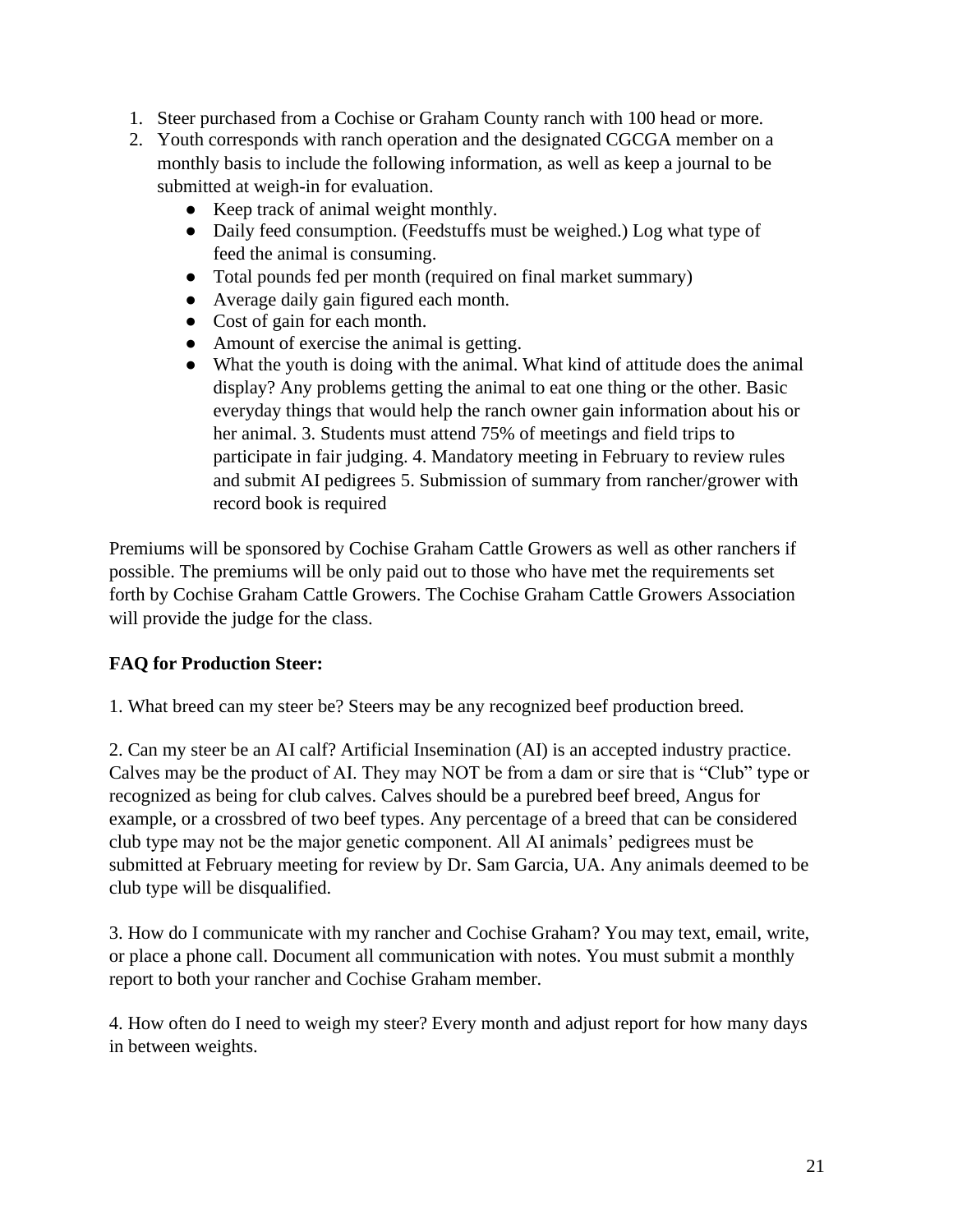1. Steer purchased from a Cochise or Graham County ranch with 100 head or more.
2. Youth corresponds with ranch operation and the designated CGCGA member on a monthly basis to include the following information, as well as keep a journal to be submitted at weigh-in for evaluation.
   - Keep track of animal weight monthly.
   - Daily feed consumption. (Feedstuffs must be weighed.) Log what type of feed the animal is consuming.
   - Total pounds fed per month (required on final market summary)
   - Average daily gain figured each month.
   - Cost of gain for each month.
   - Amount of exercise the animal is getting.
   - What the youth is doing with the animal. What kind of attitude does the animal display? Any problems getting the animal to eat one thing or the other. Basic everyday things that would help the ranch owner gain information about his or her animal. 3. Students must attend 75% of meetings and field trips to participate in fair judging. 4. Mandatory meeting in February to review rules and submit AI pedigrees 5. Submission of summary from rancher/grower with record book is required

Premiums will be sponsored by Cochise Graham Cattle Growers as well as other ranchers if possible. The premiums will be only paid out to those who have met the requirements set forth by Cochise Graham Cattle Growers. The Cochise Graham Cattle Growers Association will provide the judge for the class.

**FAQ for Production Steer:**

1. What breed can my steer be? Steers may be any recognized beef production breed.

2. Can my steer be an AI calf? Artificial Insemination (AI) is an accepted industry practice. Calves may be the product of AI. They may NOT be from a dam or sire that is "Club" type or recognized as being for club calves. Calves should be a purebred beef breed, Angus for example, or a crossbred of two beef types. Any percentage of a breed that can be considered club type may not be the major genetic component. All AI animals' pedigrees must be submitted at February meeting for review by Dr. Sam Garcia, UA. Any animals deemed to be club type will be disqualified.

3. How do I communicate with my rancher and Cochise Graham? You may text, email, write, or place a phone call. Document all communication with notes. You must submit a monthly report to both your rancher and Cochise Graham member.

4. How often do I need to weigh my steer? Every month and adjust report for how many days in between weights.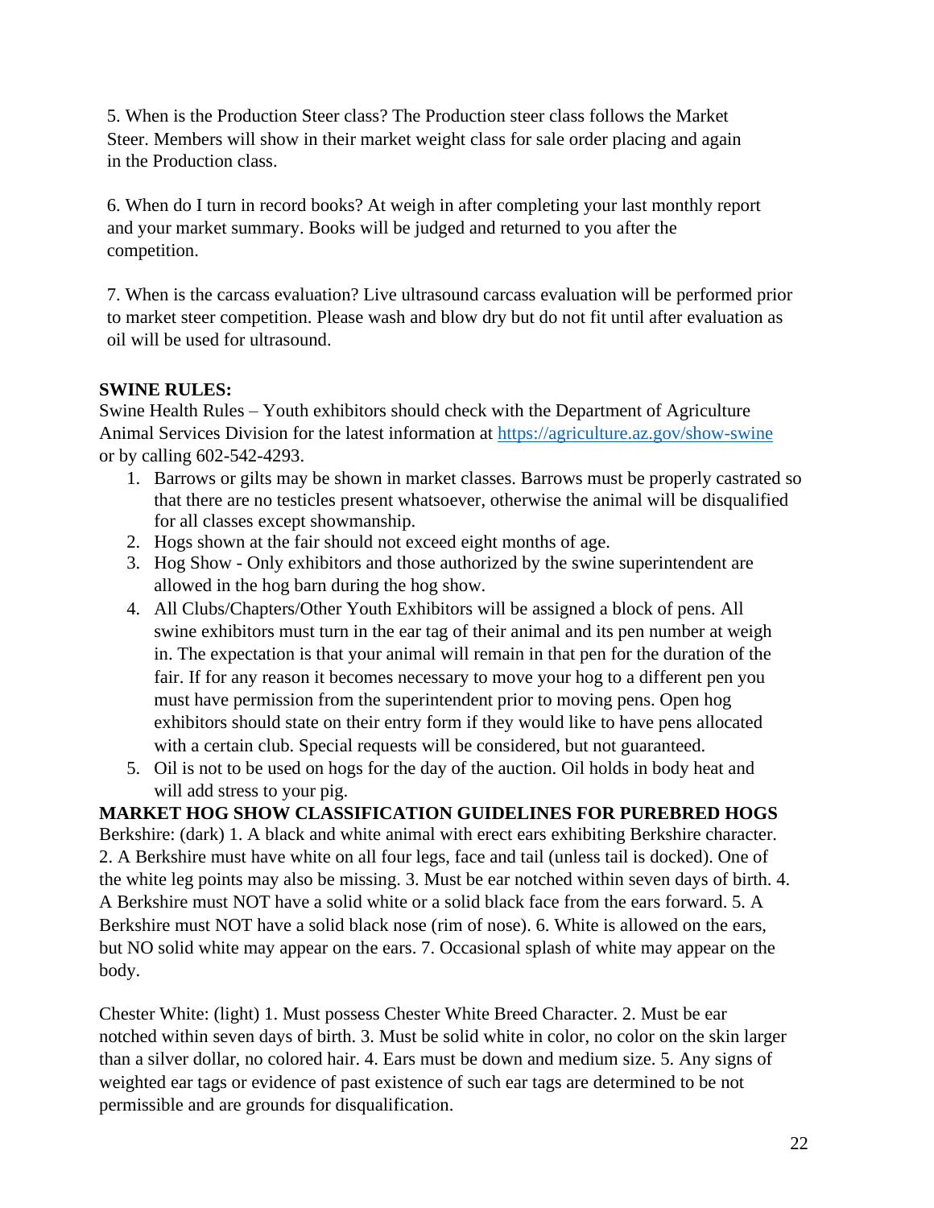5. When is the Production Steer class? The Production steer class follows the Market Steer. Members will show in their market weight class for sale order placing and again in the Production class.

6. When do I turn in record books? At weigh in after completing your last monthly report and your market summary. Books will be judged and returned to you after the competition.

7. When is the carcass evaluation? Live ultrasound carcass evaluation will be performed prior to market steer competition. Please wash and blow dry but do not fit until after evaluation as oil will be used for ultrasound.

**SWINE RULES:**

Swine Health Rules – Youth exhibitors should check with the Department of Agriculture Animal Services Division for the latest information at https://agriculture.az.gov/show-swine or by calling 602-542-4293.

1. Barrows or gilts may be shown in market classes. Barrows must be properly castrated so that there are no testicles present whatsoever, otherwise the animal will be disqualified for all classes except showmanship.
2. Hogs shown at the fair should not exceed eight months of age.
3. Hog Show - Only exhibitors and those authorized by the swine superintendent are allowed in the hog barn during the hog show.
4. All Clubs/Chapters/Other Youth Exhibitors will be assigned a block of pens. All swine exhibitors must turn in the ear tag of their animal and its pen number at weigh in. The expectation is that your animal will remain in that pen for the duration of the fair. If for any reason it becomes necessary to move your hog to a different pen you must have permission from the superintendent prior to moving pens. Open hog exhibitors should state on their entry form if they would like to have pens allocated with a certain club. Special requests will be considered, but not guaranteed.
5. Oil is not to be used on hogs for the day of the auction. Oil holds in body heat and will add stress to your pig.

**MARKET HOG SHOW CLASSIFICATION GUIDELINES FOR PUREBRED HOGS**

Berkshire: (dark) 1. A black and white animal with erect ears exhibiting Berkshire character. 2. A Berkshire must have white on all four legs, face and tail (unless tail is docked). One of the white leg points may also be missing. 3. Must be ear notched within seven days of birth. 4. A Berkshire must NOT have a solid white or a solid black face from the ears forward. 5. A Berkshire must NOT have a solid black nose (rim of nose). 6. White is allowed on the ears, but NO solid white may appear on the ears. 7. Occasional splash of white may appear on the body.

Chester White: (light) 1. Must possess Chester White Breed Character. 2. Must be ear notched within seven days of birth. 3. Must be solid white in color, no color on the skin larger than a silver dollar, no colored hair. 4. Ears must be down and medium size. 5. Any signs of weighted ear tags or evidence of past existence of such ear tags are determined to be not permissible and are grounds for disqualification.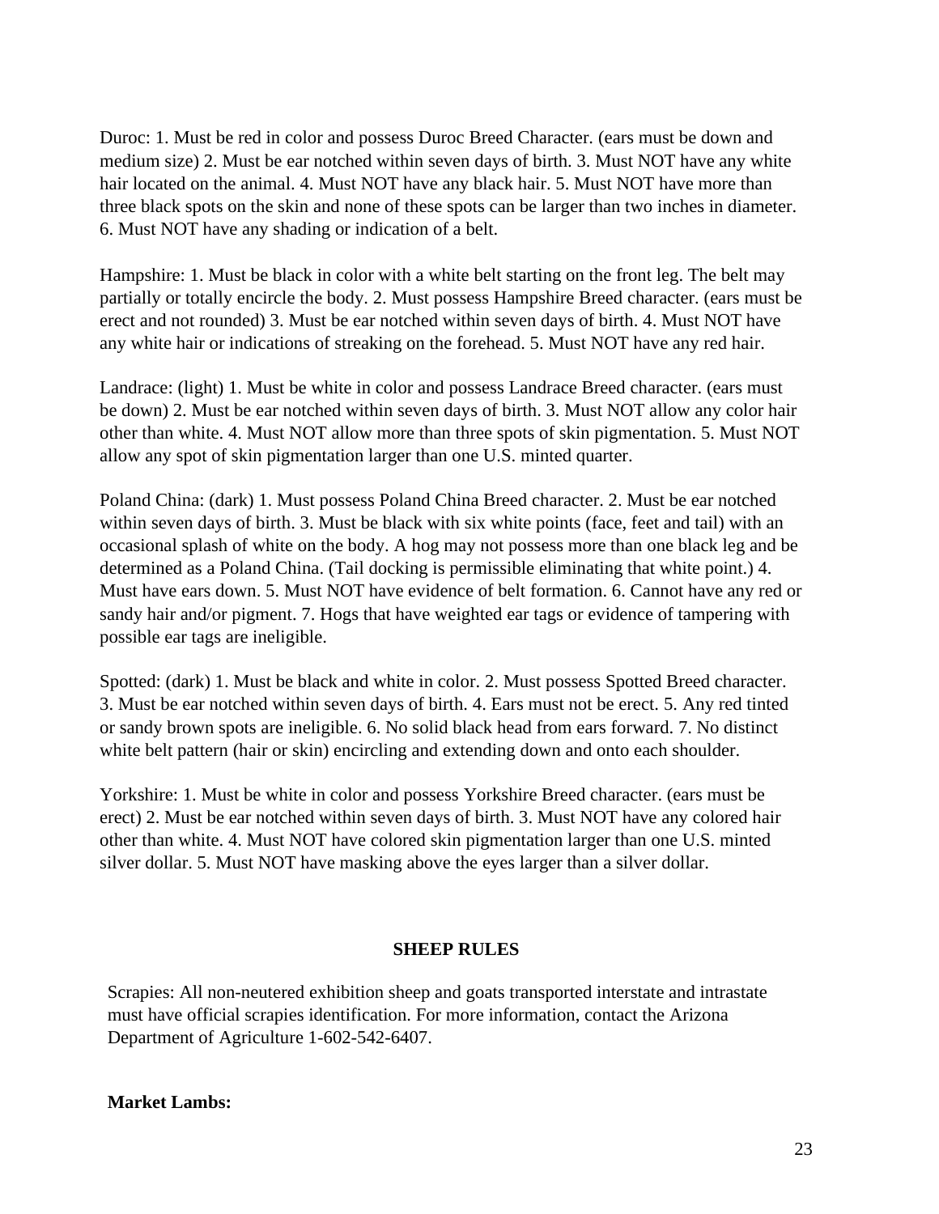Duroc: 1. Must be red in color and possess Duroc Breed Character. (ears must be down and medium size) 2. Must be ear notched within seven days of birth. 3. Must NOT have any white hair located on the animal. 4. Must NOT have any black hair. 5. Must NOT have more than three black spots on the skin and none of these spots can be larger than two inches in diameter. 6. Must NOT have any shading or indication of a belt.

Hampshire: 1. Must be black in color with a white belt starting on the front leg. The belt may partially or totally encircle the body. 2. Must possess Hampshire Breed character. (ears must be erect and not rounded) 3. Must be ear notched within seven days of birth. 4. Must NOT have any white hair or indications of streaking on the forehead. 5. Must NOT have any red hair.

Landrace: (light) 1. Must be white in color and possess Landrace Breed character. (ears must be down) 2. Must be ear notched within seven days of birth. 3. Must NOT allow any color hair other than white. 4. Must NOT allow more than three spots of skin pigmentation. 5. Must NOT allow any spot of skin pigmentation larger than one U.S. minted quarter.

Poland China: (dark) 1. Must possess Poland China Breed character. 2. Must be ear notched within seven days of birth. 3. Must be black with six white points (face, feet and tail) with an occasional splash of white on the body. A hog may not possess more than one black leg and be determined as a Poland China. (Tail docking is permissible eliminating that white point.) 4. Must have ears down. 5. Must NOT have evidence of belt formation. 6. Cannot have any red or sandy hair and/or pigment. 7. Hogs that have weighted ear tags or evidence of tampering with possible ear tags are ineligible.

Spotted: (dark) 1. Must be black and white in color. 2. Must possess Spotted Breed character. 3. Must be ear notched within seven days of birth. 4. Ears must not be erect. 5. Any red tinted or sandy brown spots are ineligible. 6. No solid black head from ears forward. 7. No distinct white belt pattern (hair or skin) encircling and extending down and onto each shoulder.

Yorkshire: 1. Must be white in color and possess Yorkshire Breed character. (ears must be erect) 2. Must be ear notched within seven days of birth. 3. Must NOT have any colored hair other than white. 4. Must NOT have colored skin pigmentation larger than one U.S. minted silver dollar. 5. Must NOT have masking above the eyes larger than a silver dollar.

## SHEEP RULES

Scrapies: All non-neutered exhibition sheep and goats transported interstate and intrastate must have official scrapies identification. For more information, contact the Arizona Department of Agriculture 1-602-542-6407.

**Market Lambs:**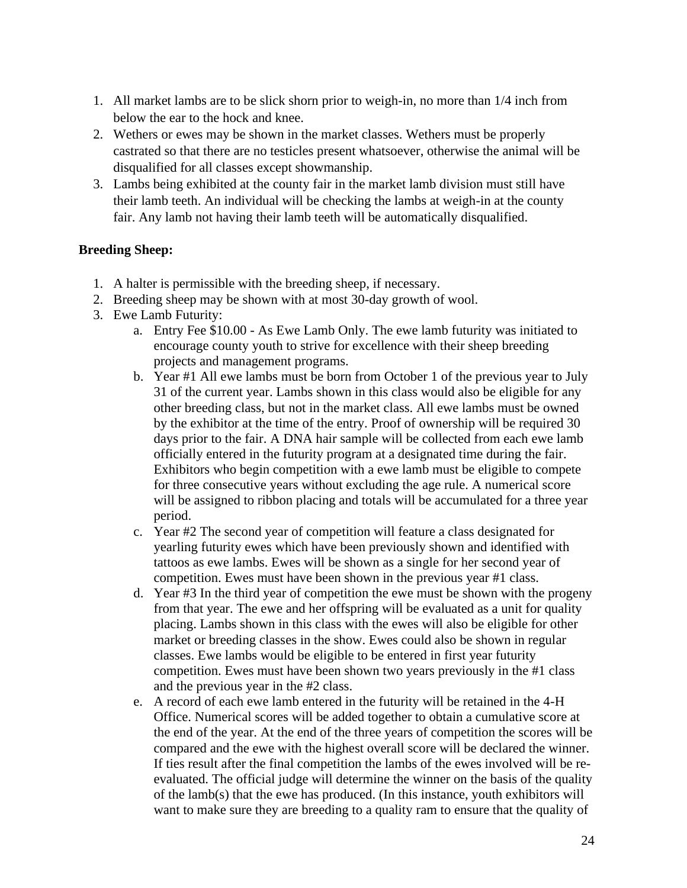1. All market lambs are to be slick shorn prior to weigh-in, no more than 1/4 inch from below the ear to the hock and knee.
2. Wethers or ewes may be shown in the market classes. Wethers must be properly castrated so that there are no testicles present whatsoever, otherwise the animal will be disqualified for all classes except showmanship.
3. Lambs being exhibited at the county fair in the market lamb division must still have their lamb teeth. An individual will be checking the lambs at weigh-in at the county fair. Any lamb not having their lamb teeth will be automatically disqualified.

**Breeding Sheep:**

1. A halter is permissible with the breeding sheep, if necessary.
2. Breeding sheep may be shown with at most 30-day growth of wool.
3. Ewe Lamb Futurity:
    a. Entry Fee $10.00 - As Ewe Lamb Only. The ewe lamb futurity was initiated to encourage county youth to strive for excellence with their sheep breeding projects and management programs.
    b. Year #1 All ewe lambs must be born from October 1 of the previous year to July 31 of the current year. Lambs shown in this class would also be eligible for any other breeding class, but not in the market class. All ewe lambs must be owned by the exhibitor at the time of the entry. Proof of ownership will be required 30 days prior to the fair. A DNA hair sample will be collected from each ewe lamb officially entered in the futurity program at a designated time during the fair. Exhibitors who begin competition with a ewe lamb must be eligible to compete for three consecutive years without excluding the age rule. A numerical score will be assigned to ribbon placing and totals will be accumulated for a three year period.
    c. Year #2 The second year of competition will feature a class designated for yearling futurity ewes which have been previously shown and identified with tattoos as ewe lambs. Ewes will be shown as a single for her second year of competition. Ewes must have been shown in the previous year #1 class.
    d. Year #3 In the third year of competition the ewe must be shown with the progeny from that year. The ewe and her offspring will be evaluated as a unit for quality placing. Lambs shown in this class with the ewes will also be eligible for other market or breeding classes in the show. Ewes could also be shown in regular classes. Ewe lambs would be eligible to be entered in first year futurity competition. Ewes must have been shown two years previously in the #1 class and the previous year in the #2 class.
    e. A record of each ewe lamb entered in the futurity will be retained in the 4-H Office. Numerical scores will be added together to obtain a cumulative score at the end of the year. At the end of the three years of competition the scores will be compared and the ewe with the highest overall score will be declared the winner. If ties result after the final competition the lambs of the ewes involved will be re-evaluated. The official judge will determine the winner on the basis of the quality of the lamb(s) that the ewe has produced. (In this instance, youth exhibitors will want to make sure they are breeding to a quality ram to ensure that the quality of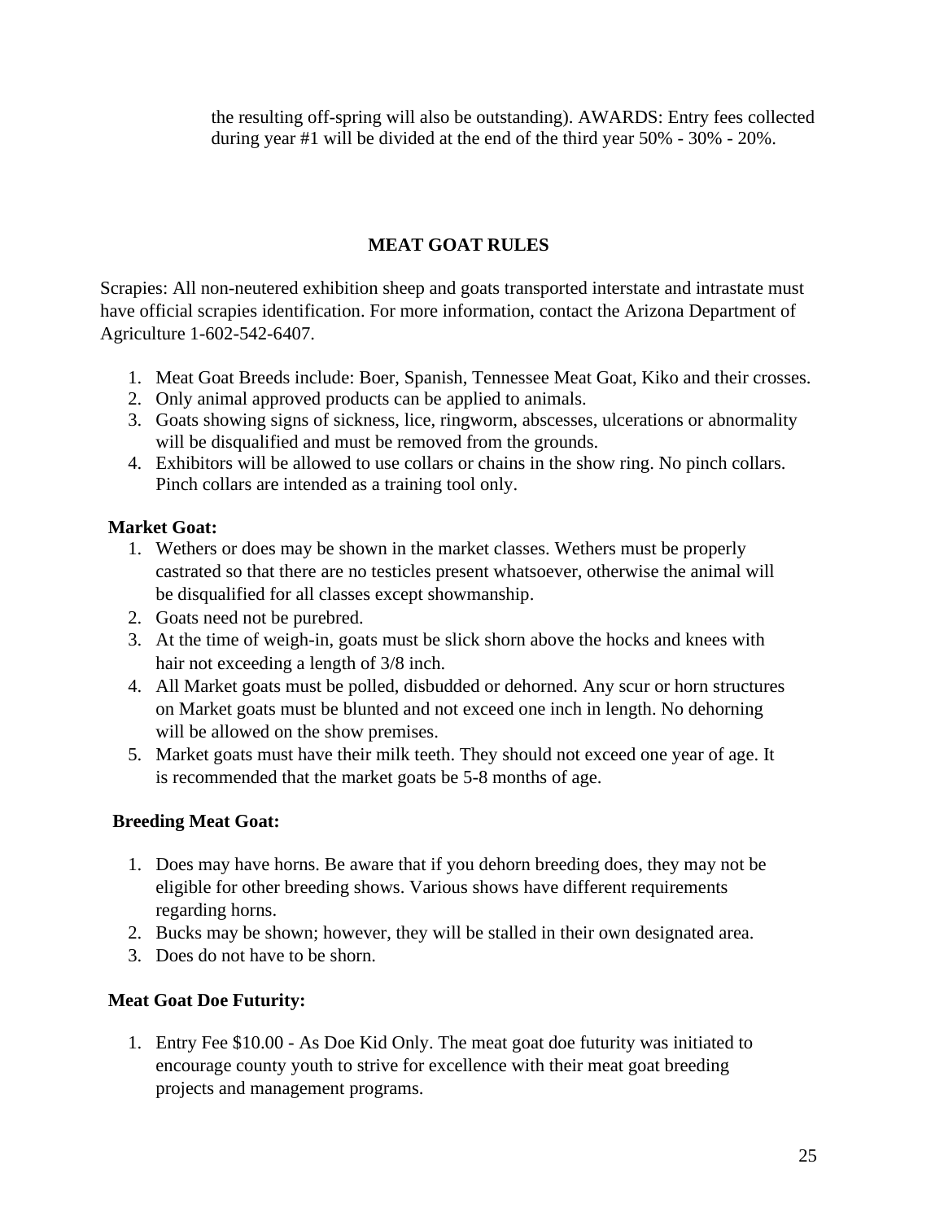the resulting off-spring will also be outstanding). AWARDS: Entry fees collected during year #1 will be divided at the end of the third year 50% - 30% - 20%.

## MEAT GOAT RULES

Scrapies: All non-neutered exhibition sheep and goats transported interstate and intrastate must have official scrapies identification. For more information, contact the Arizona Department of Agriculture 1-602-542-6407.

1. Meat Goat Breeds include: Boer, Spanish, Tennessee Meat Goat, Kiko and their crosses.
2. Only animal approved products can be applied to animals.
3. Goats showing signs of sickness, lice, ringworm, abscesses, ulcerations or abnormality will be disqualified and must be removed from the grounds.
4. Exhibitors will be allowed to use collars or chains in the show ring. No pinch collars. Pinch collars are intended as a training tool only.

**Market Goat:**

1. Wethers or does may be shown in the market classes. Wethers must be properly castrated so that there are no testicles present whatsoever, otherwise the animal will be disqualified for all classes except showmanship.
2. Goats need not be purebred.
3. At the time of weigh-in, goats must be slick shorn above the hocks and knees with hair not exceeding a length of 3/8 inch.
4. All Market goats must be polled, disbudded or dehorned. Any scur or horn structures on Market goats must be blunted and not exceed one inch in length. No dehorning will be allowed on the show premises.
5. Market goats must have their milk teeth. They should not exceed one year of age. It is recommended that the market goats be 5-8 months of age.

**Breeding Meat Goat:**

1. Does may have horns. Be aware that if you dehorn breeding does, they may not be eligible for other breeding shows. Various shows have different requirements regarding horns.
2. Bucks may be shown; however, they will be stalled in their own designated area.
3. Does do not have to be shorn.

**Meat Goat Doe Futurity:**

1. Entry Fee $10.00 - As Doe Kid Only. The meat goat doe futurity was initiated to encourage county youth to strive for excellence with their meat goat breeding projects and management programs.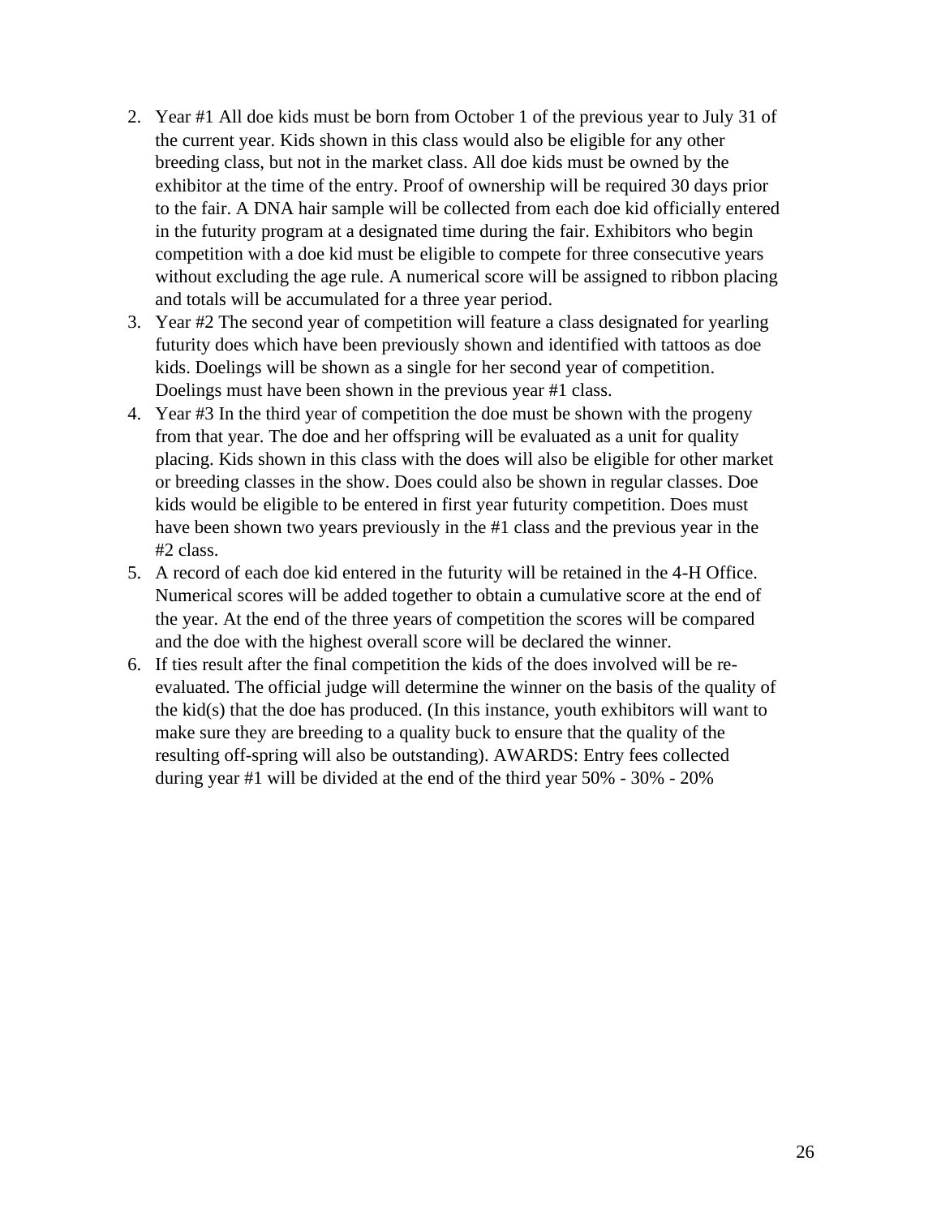2. Year #1 All doe kids must be born from October 1 of the previous year to July 31 of the current year. Kids shown in this class would also be eligible for any other breeding class, but not in the market class. All doe kids must be owned by the exhibitor at the time of the entry. Proof of ownership will be required 30 days prior to the fair. A DNA hair sample will be collected from each doe kid officially entered in the futurity program at a designated time during the fair. Exhibitors who begin competition with a doe kid must be eligible to compete for three consecutive years without excluding the age rule. A numerical score will be assigned to ribbon placing and totals will be accumulated for a three year period.
3. Year #2 The second year of competition will feature a class designated for yearling futurity does which have been previously shown and identified with tattoos as doe kids. Doelings will be shown as a single for her second year of competition. Doelings must have been shown in the previous year #1 class.
4. Year #3 In the third year of competition the doe must be shown with the progeny from that year. The doe and her offspring will be evaluated as a unit for quality placing. Kids shown in this class with the does will also be eligible for other market or breeding classes in the show. Does could also be shown in regular classes. Doe kids would be eligible to be entered in first year futurity competition. Does must have been shown two years previously in the #1 class and the previous year in the #2 class.
5. A record of each doe kid entered in the futurity will be retained in the 4-H Office. Numerical scores will be added together to obtain a cumulative score at the end of the year. At the end of the three years of competition the scores will be compared and the doe with the highest overall score will be declared the winner.
6. If ties result after the final competition the kids of the does involved will be re-evaluated. The official judge will determine the winner on the basis of the quality of the kid(s) that the doe has produced. (In this instance, youth exhibitors will want to make sure they are breeding to a quality buck to ensure that the quality of the resulting off-spring will also be outstanding). AWARDS: Entry fees collected during year #1 will be divided at the end of the third year 50% - 30% - 20%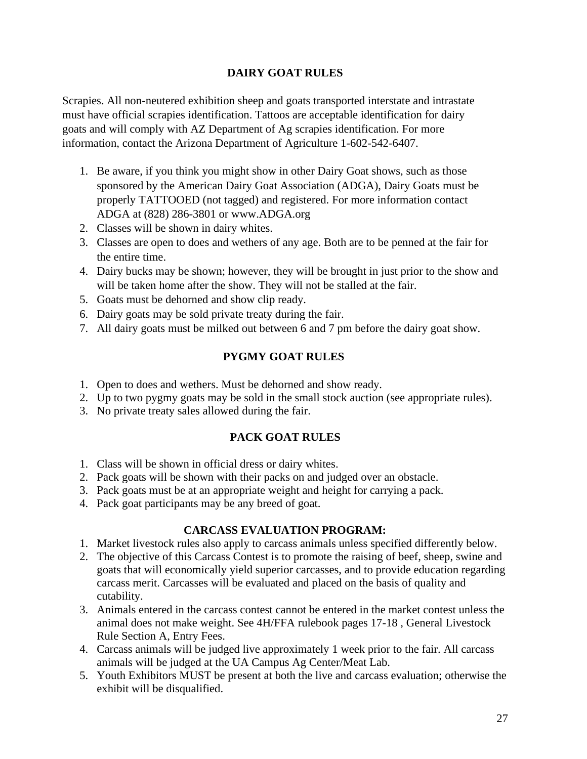## DAIRY GOAT RULES

Scrapies. All non-neutered exhibition sheep and goats transported interstate and intrastate must have official scrapies identification. Tattoos are acceptable identification for dairy goats and will comply with AZ Department of Ag scrapies identification. For more information, contact the Arizona Department of Agriculture 1-602-542-6407.

1. Be aware, if you think you might show in other Dairy Goat shows, such as those sponsored by the American Dairy Goat Association (ADGA), Dairy Goats must be properly TATTOOED (not tagged) and registered. For more information contact ADGA at (828) 286-3801 or www.ADGA.org
2. Classes will be shown in dairy whites.
3. Classes are open to does and wethers of any age. Both are to be penned at the fair for the entire time.
4. Dairy bucks may be shown; however, they will be brought in just prior to the show and will be taken home after the show. They will not be stalled at the fair.
5. Goats must be dehorned and show clip ready.
6. Dairy goats may be sold private treaty during the fair.
7. All dairy goats must be milked out between 6 and 7 pm before the dairy goat show.

## PYGMY GOAT RULES

1. Open to does and wethers. Must be dehorned and show ready.
2. Up to two pygmy goats may be sold in the small stock auction (see appropriate rules).
3. No private treaty sales allowed during the fair.

## PACK GOAT RULES

1. Class will be shown in official dress or dairy whites.
2. Pack goats will be shown with their packs on and judged over an obstacle.
3. Pack goats must be at an appropriate weight and height for carrying a pack.
4. Pack goat participants may be any breed of goat.

## CARCASS EVALUATION PROGRAM:

1. Market livestock rules also apply to carcass animals unless specified differently below.
2. The objective of this Carcass Contest is to promote the raising of beef, sheep, swine and goats that will economically yield superior carcasses, and to provide education regarding carcass merit. Carcasses will be evaluated and placed on the basis of quality and cutability.
3. Animals entered in the carcass contest cannot be entered in the market contest unless the animal does not make weight. See 4H/FFA rulebook pages 17-18 , General Livestock Rule Section A, Entry Fees.
4. Carcass animals will be judged live approximately 1 week prior to the fair. All carcass animals will be judged at the UA Campus Ag Center/Meat Lab.
5. Youth Exhibitors MUST be present at both the live and carcass evaluation; otherwise the exhibit will be disqualified.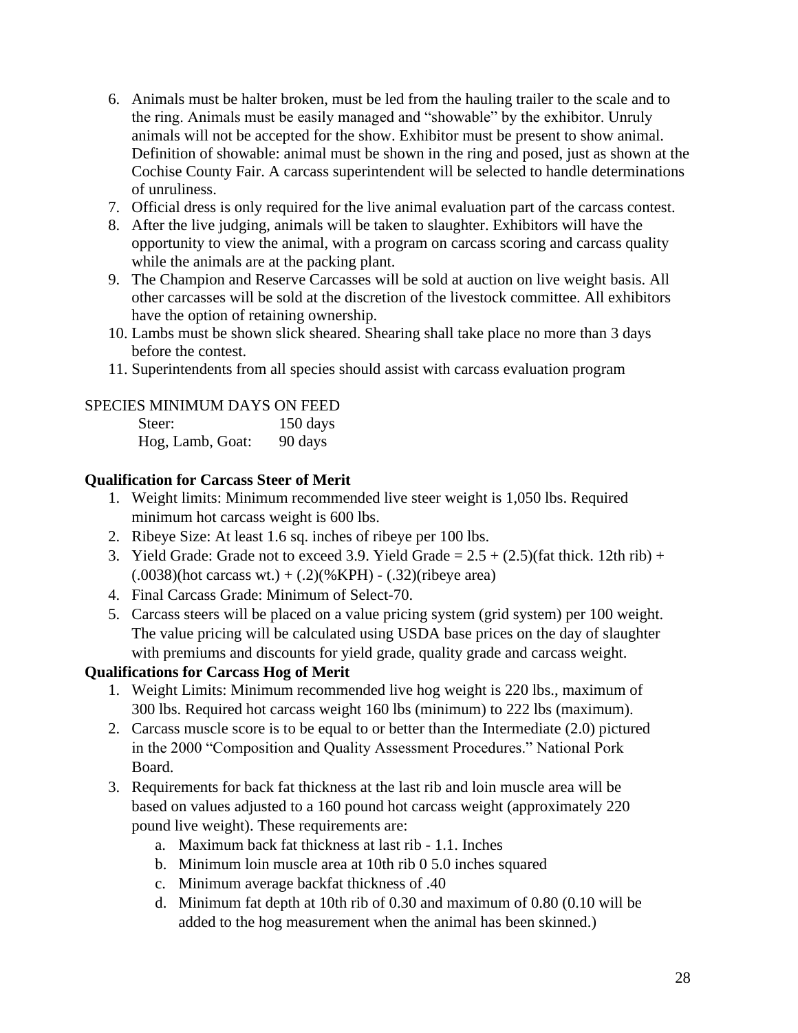6. Animals must be halter broken, must be led from the hauling trailer to the scale and to the ring. Animals must be easily managed and "showable" by the exhibitor. Unruly animals will not be accepted for the show. Exhibitor must be present to show animal. Definition of showable: animal must be shown in the ring and posed, just as shown at the Cochise County Fair. A carcass superintendent will be selected to handle determinations of unruliness.
7. Official dress is only required for the live animal evaluation part of the carcass contest.
8. After the live judging, animals will be taken to slaughter. Exhibitors will have the opportunity to view the animal, with a program on carcass scoring and carcass quality while the animals are at the packing plant.
9. The Champion and Reserve Carcasses will be sold at auction on live weight basis. All other carcasses will be sold at the discretion of the livestock committee. All exhibitors have the option of retaining ownership.
10. Lambs must be shown slick sheared. Shearing shall take place no more than 3 days before the contest.
11. Superintendents from all species should assist with carcass evaluation program

SPECIES MINIMUM DAYS ON FEED

| | |
|---|---|
| Steer: | 150 days |
| Hog, Lamb, Goat: | 90 days |

**Qualification for Carcass Steer of Merit**

1. Weight limits: Minimum recommended live steer weight is 1,050 lbs. Required minimum hot carcass weight is 600 lbs.
2. Ribeye Size: At least 1.6 sq. inches of ribeye per 100 lbs.
3. Yield Grade: Grade not to exceed 3.9. Yield Grade = 2.5 + (2.5)(fat thick. 12th rib) + (.0038)(hot carcass wt.) + (.2)(%KPH) - (.32)(ribeye area)
4. Final Carcass Grade: Minimum of Select-70.
5. Carcass steers will be placed on a value pricing system (grid system) per 100 weight. The value pricing will be calculated using USDA base prices on the day of slaughter with premiums and discounts for yield grade, quality grade and carcass weight.

**Qualifications for Carcass Hog of Merit**

1. Weight Limits: Minimum recommended live hog weight is 220 lbs., maximum of 300 lbs. Required hot carcass weight 160 lbs (minimum) to 222 lbs (maximum).
2. Carcass muscle score is to be equal to or better than the Intermediate (2.0) pictured in the 2000 "Composition and Quality Assessment Procedures." National Pork Board.
3. Requirements for back fat thickness at the last rib and loin muscle area will be based on values adjusted to a 160 pound hot carcass weight (approximately 220 pound live weight). These requirements are:
   a. Maximum back fat thickness at last rib - 1.1. Inches
   b. Minimum loin muscle area at 10th rib 0 5.0 inches squared
   c. Minimum average backfat thickness of .40
   d. Minimum fat depth at 10th rib of 0.30 and maximum of 0.80 (0.10 will be added to the hog measurement when the animal has been skinned.)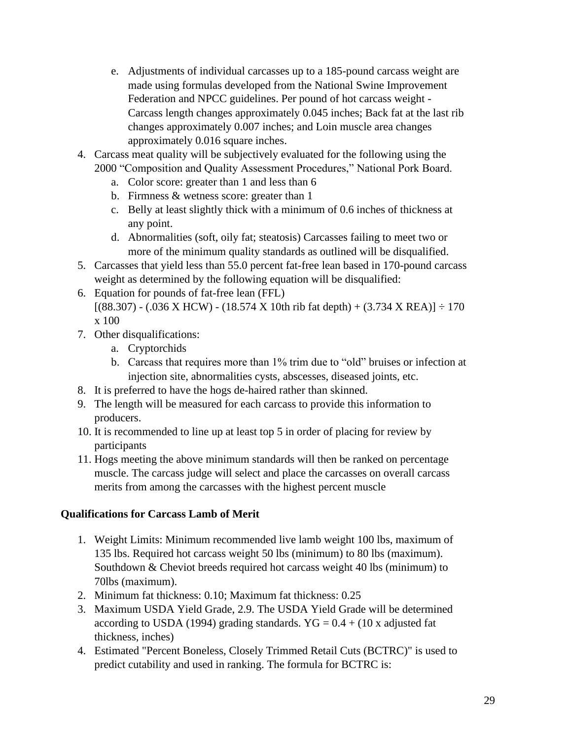e. Adjustments of individual carcasses up to a 185-pound carcass weight are made using formulas developed from the National Swine Improvement Federation and NPCC guidelines. Per pound of hot carcass weight - Carcass length changes approximately 0.045 inches; Back fat at the last rib changes approximately 0.007 inches; and Loin muscle area changes approximately 0.016 square inches.

4. Carcass meat quality will be subjectively evaluated for the following using the 2000 "Composition and Quality Assessment Procedures," National Pork Board.
   a. Color score: greater than 1 and less than 6
   b. Firmness & wetness score: greater than 1
   c. Belly at least slightly thick with a minimum of 0.6 inches of thickness at any point.
   d. Abnormalities (soft, oily fat; steatosis) Carcasses failing to meet two or more of the minimum quality standards as outlined will be disqualified.
5. Carcasses that yield less than 55.0 percent fat-free lean based in 170-pound carcass weight as determined by the following equation will be disqualified:
6. Equation for pounds of fat-free lean (FFL)
   $[(88.307) - (.036 \times HCW) - (18.574 \times 10\text{th rib fat depth}) + (3.734 \times REA)] \div 170 \times 100$
7. Other disqualifications:
   a. Cryptorchids
   b. Carcass that requires more than 1% trim due to "old" bruises or infection at injection site, abnormalities cysts, abscesses, diseased joints, etc.
8. It is preferred to have the hogs de-haired rather than skinned.
9. The length will be measured for each carcass to provide this information to producers.
10. It is recommended to line up at least top 5 in order of placing for review by participants
11. Hogs meeting the above minimum standards will then be ranked on percentage muscle. The carcass judge will select and place the carcasses on overall carcass merits from among the carcasses with the highest percent muscle

**Qualifications for Carcass Lamb of Merit**

1. Weight Limits: Minimum recommended live lamb weight 100 lbs, maximum of 135 lbs. Required hot carcass weight 50 lbs (minimum) to 80 lbs (maximum). Southdown & Cheviot breeds required hot carcass weight 40 lbs (minimum) to 70lbs (maximum).
2. Minimum fat thickness: 0.10; Maximum fat thickness: 0.25
3. Maximum USDA Yield Grade, 2.9. The USDA Yield Grade will be determined according to USDA (1994) grading standards. $YG = 0.4 + (10 \times \text{adjusted fat thickness, inches})$
4. Estimated "Percent Boneless, Closely Trimmed Retail Cuts (BCTRC)" is used to predict cutability and used in ranking. The formula for BCTRC is: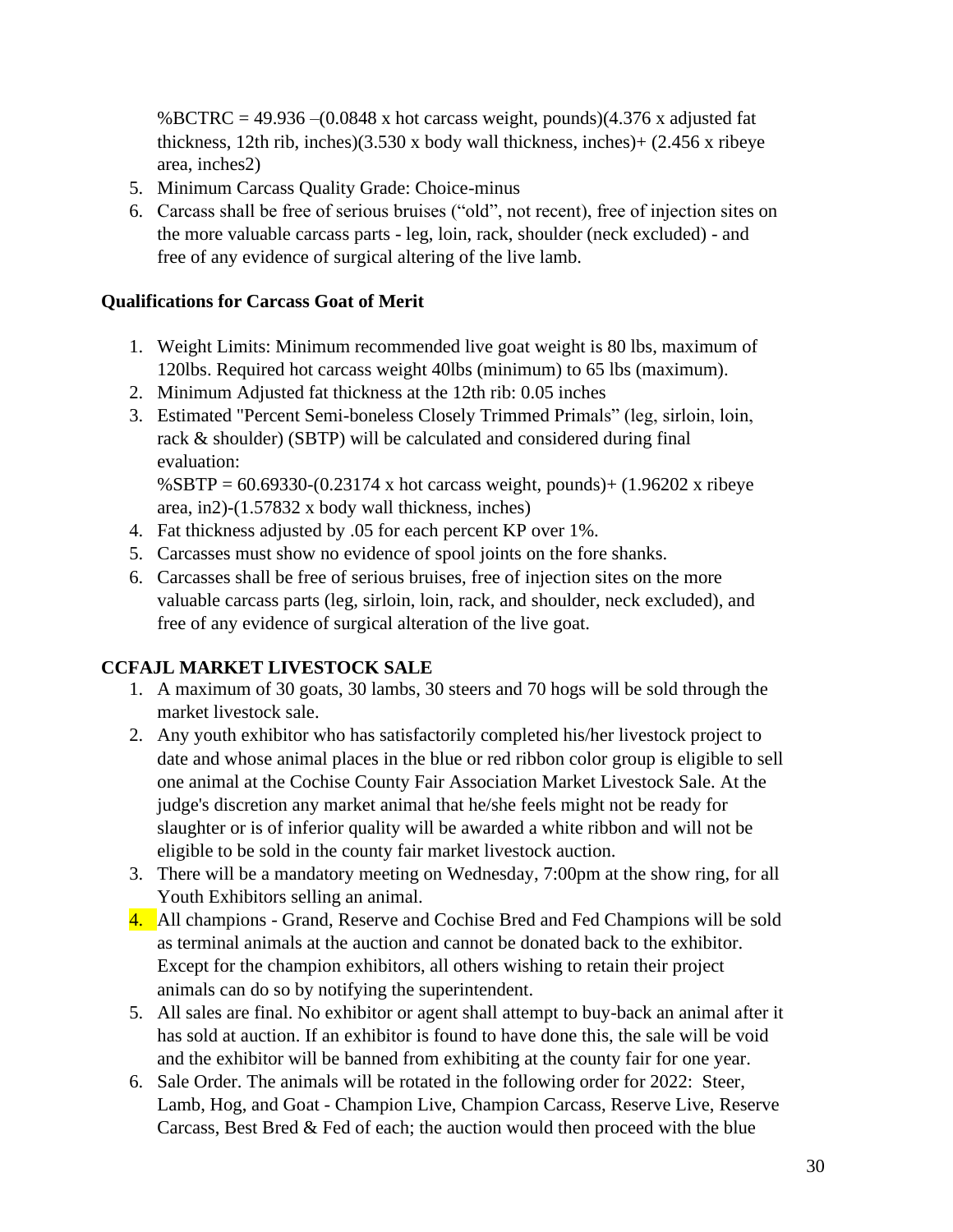%BCTRC = 49.936 –(0.0848 x hot carcass weight, pounds)(4.376 x adjusted fat thickness, 12th rib, inches)(3.530 x body wall thickness, inches)+ (2.456 x ribeye area, inches2)

5. Minimum Carcass Quality Grade: Choice-minus
6. Carcass shall be free of serious bruises (“old”, not recent), free of injection sites on the more valuable carcass parts - leg, loin, rack, shoulder (neck excluded) - and free of any evidence of surgical altering of the live lamb.

**Qualifications for Carcass Goat of Merit**

1. Weight Limits: Minimum recommended live goat weight is 80 lbs, maximum of 120lbs. Required hot carcass weight 40lbs (minimum) to 65 lbs (maximum).
2. Minimum Adjusted fat thickness at the 12th rib: 0.05 inches
3. Estimated "Percent Semi-boneless Closely Trimmed Primals” (leg, sirloin, loin, rack & shoulder) (SBTP) will be calculated and considered during final evaluation:
   %SBTP = 60.69330-(0.23174 x hot carcass weight, pounds)+ (1.96202 x ribeye area, in2)-(1.57832 x body wall thickness, inches)
4. Fat thickness adjusted by .05 for each percent KP over 1%.
5. Carcasses must show no evidence of spool joints on the fore shanks.
6. Carcasses shall be free of serious bruises, free of injection sites on the more valuable carcass parts (leg, sirloin, loin, rack, and shoulder, neck excluded), and free of any evidence of surgical alteration of the live goat.

**CCFAJL MARKET LIVESTOCK SALE**

1. A maximum of 30 goats, 30 lambs, 30 steers and 70 hogs will be sold through the market livestock sale.
2. Any youth exhibitor who has satisfactorily completed his/her livestock project to date and whose animal places in the blue or red ribbon color group is eligible to sell one animal at the Cochise County Fair Association Market Livestock Sale. At the judge's discretion any market animal that he/she feels might not be ready for slaughter or is of inferior quality will be awarded a white ribbon and will not be eligible to be sold in the county fair market livestock auction.
3. There will be a mandatory meeting on Wednesday, 7:00pm at the show ring, for all Youth Exhibitors selling an animal.
4. All champions - Grand, Reserve and Cochise Bred and Fed Champions will be sold as terminal animals at the auction and cannot be donated back to the exhibitor. Except for the champion exhibitors, all others wishing to retain their project animals can do so by notifying the superintendent.
5. All sales are final. No exhibitor or agent shall attempt to buy-back an animal after it has sold at auction. If an exhibitor is found to have done this, the sale will be void and the exhibitor will be banned from exhibiting at the county fair for one year.
6. Sale Order. The animals will be rotated in the following order for 2022: Steer, Lamb, Hog, and Goat - Champion Live, Champion Carcass, Reserve Live, Reserve Carcass, Best Bred & Fed of each; the auction would then proceed with the blue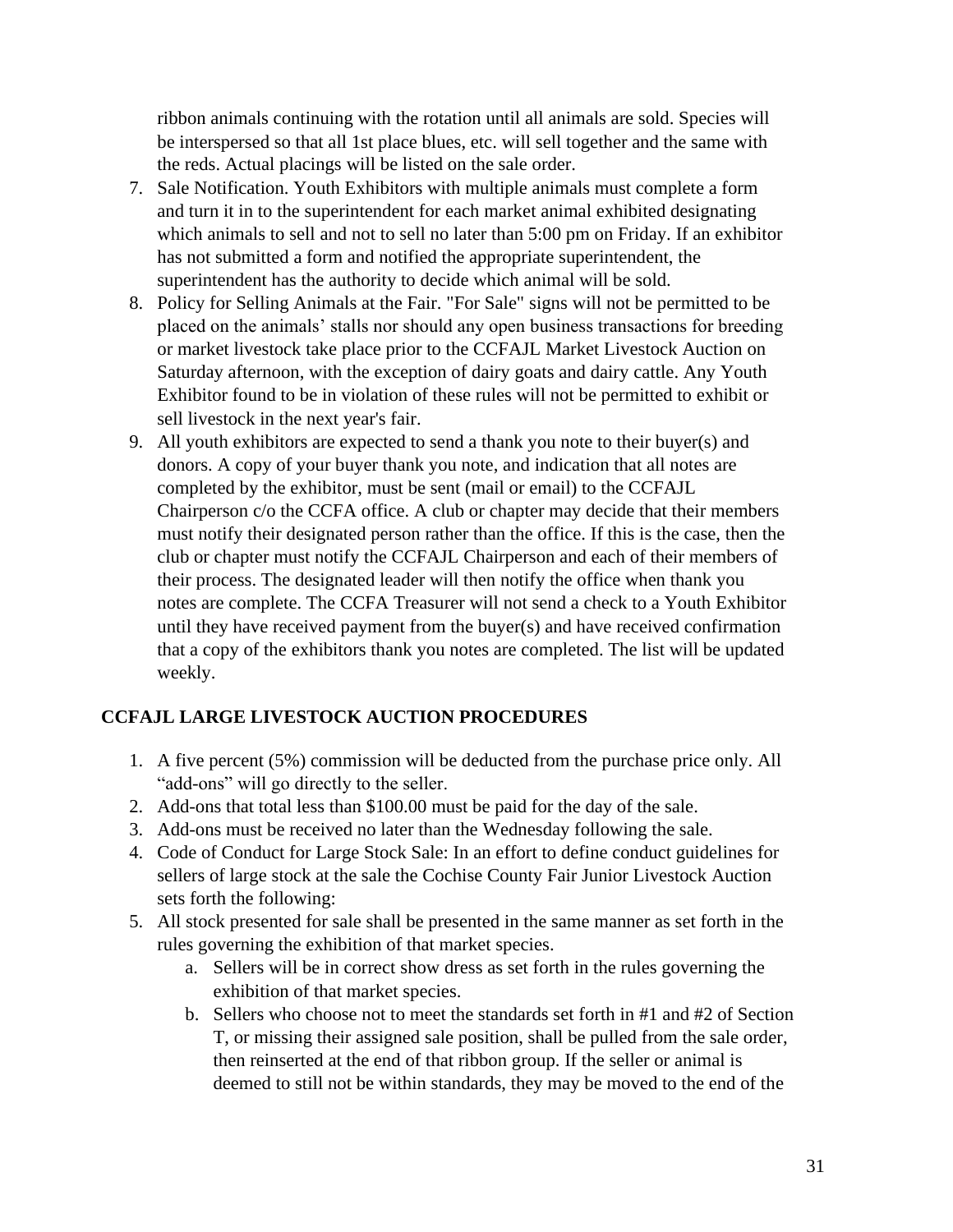ribbon animals continuing with the rotation until all animals are sold. Species will be interspersed so that all 1st place blues, etc. will sell together and the same with the reds. Actual placings will be listed on the sale order.

7. Sale Notification. Youth Exhibitors with multiple animals must complete a form and turn it in to the superintendent for each market animal exhibited designating which animals to sell and not to sell no later than 5:00 pm on Friday. If an exhibitor has not submitted a form and notified the appropriate superintendent, the superintendent has the authority to decide which animal will be sold.
8. Policy for Selling Animals at the Fair. "For Sale" signs will not be permitted to be placed on the animals' stalls nor should any open business transactions for breeding or market livestock take place prior to the CCFAJL Market Livestock Auction on Saturday afternoon, with the exception of dairy goats and dairy cattle. Any Youth Exhibitor found to be in violation of these rules will not be permitted to exhibit or sell livestock in the next year's fair.
9. All youth exhibitors are expected to send a thank you note to their buyer(s) and donors. A copy of your buyer thank you note, and indication that all notes are completed by the exhibitor, must be sent (mail or email) to the CCFAJL Chairperson c/o the CCFA office. A club or chapter may decide that their members must notify their designated person rather than the office. If this is the case, then the club or chapter must notify the CCFAJL Chairperson and each of their members of their process. The designated leader will then notify the office when thank you notes are complete. The CCFA Treasurer will not send a check to a Youth Exhibitor until they have received payment from the buyer(s) and have received confirmation that a copy of the exhibitors thank you notes are completed. The list will be updated weekly.

## CCFAJL LARGE LIVESTOCK AUCTION PROCEDURES

1. A five percent (5%) commission will be deducted from the purchase price only. All "add-ons" will go directly to the seller.
2. Add-ons that total less than $100.00 must be paid for the day of the sale.
3. Add-ons must be received no later than the Wednesday following the sale.
4. Code of Conduct for Large Stock Sale: In an effort to define conduct guidelines for sellers of large stock at the sale the Cochise County Fair Junior Livestock Auction sets forth the following:
5. All stock presented for sale shall be presented in the same manner as set forth in the rules governing the exhibition of that market species.
    a. Sellers will be in correct show dress as set forth in the rules governing the exhibition of that market species.
    b. Sellers who choose not to meet the standards set forth in #1 and #2 of Section T, or missing their assigned sale position, shall be pulled from the sale order, then reinserted at the end of that ribbon group. If the seller or animal is deemed to still not be within standards, they may be moved to the end of the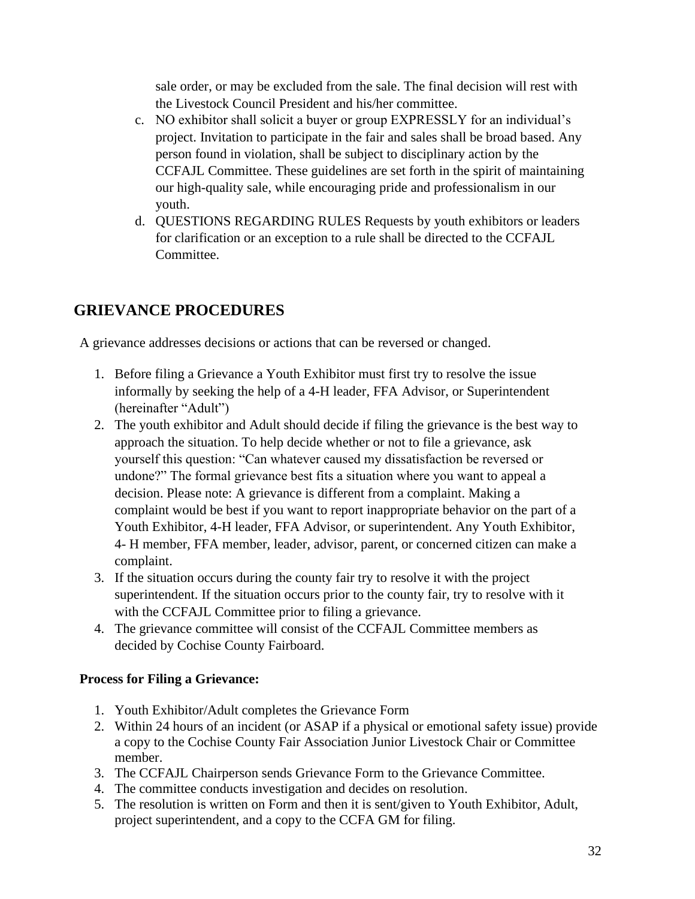sale order, or may be excluded from the sale. The final decision will rest with the Livestock Council President and his/her committee.

c. NO exhibitor shall solicit a buyer or group EXPRESSLY for an individual's project. Invitation to participate in the fair and sales shall be broad based. Any person found in violation, shall be subject to disciplinary action by the CCFAJL Committee. These guidelines are set forth in the spirit of maintaining our high-quality sale, while encouraging pride and professionalism in our youth.
d. QUESTIONS REGARDING RULES Requests by youth exhibitors or leaders for clarification or an exception to a rule shall be directed to the CCFAJL Committee.

## GRIEVANCE PROCEDURES

A grievance addresses decisions or actions that can be reversed or changed.

1. Before filing a Grievance a Youth Exhibitor must first try to resolve the issue informally by seeking the help of a 4-H leader, FFA Advisor, or Superintendent (hereinafter "Adult")
2. The youth exhibitor and Adult should decide if filing the grievance is the best way to approach the situation. To help decide whether or not to file a grievance, ask yourself this question: "Can whatever caused my dissatisfaction be reversed or undone?" The formal grievance best fits a situation where you want to appeal a decision. Please note: A grievance is different from a complaint. Making a complaint would be best if you want to report inappropriate behavior on the part of a Youth Exhibitor, 4-H leader, FFA Advisor, or superintendent. Any Youth Exhibitor, 4- H member, FFA member, leader, advisor, parent, or concerned citizen can make a complaint.
3. If the situation occurs during the county fair try to resolve it with the project superintendent. If the situation occurs prior to the county fair, try to resolve with it with the CCFAJL Committee prior to filing a grievance.
4. The grievance committee will consist of the CCFAJL Committee members as decided by Cochise County Fairboard.

**Process for Filing a Grievance:**

1. Youth Exhibitor/Adult completes the Grievance Form
2. Within 24 hours of an incident (or ASAP if a physical or emotional safety issue) provide a copy to the Cochise County Fair Association Junior Livestock Chair or Committee member.
3. The CCFAJL Chairperson sends Grievance Form to the Grievance Committee.
4. The committee conducts investigation and decides on resolution.
5. The resolution is written on Form and then it is sent/given to Youth Exhibitor, Adult, project superintendent, and a copy to the CCFA GM for filing.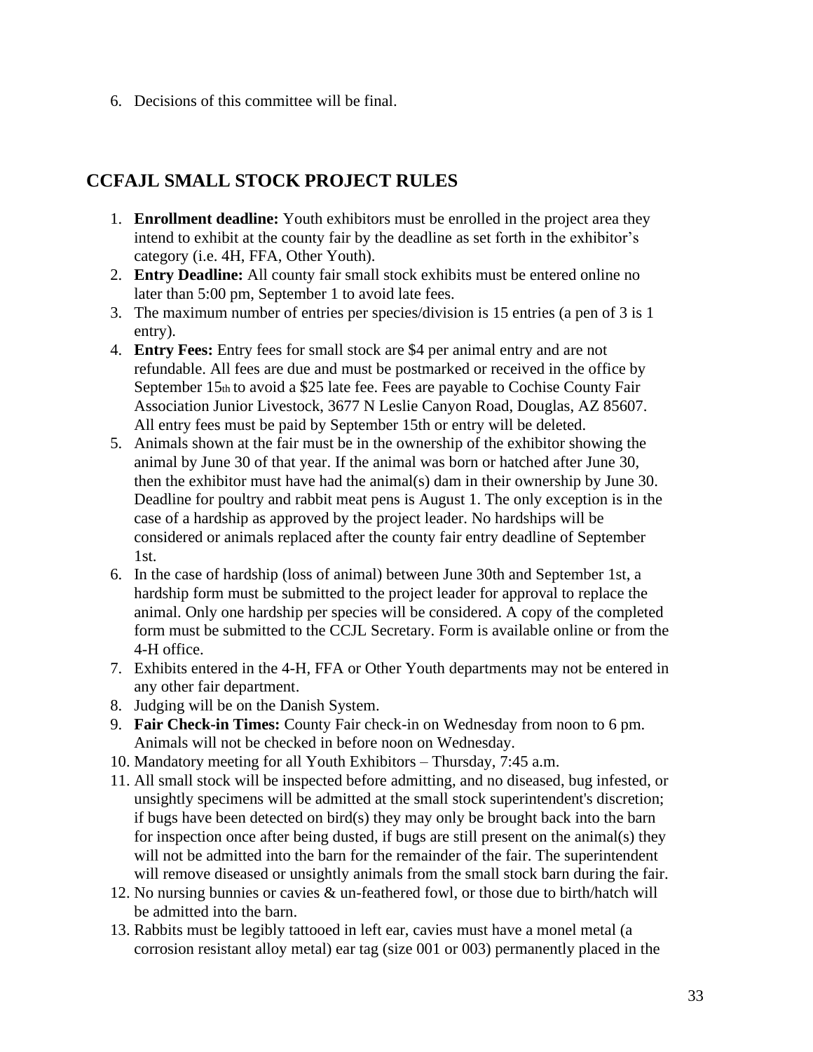6. Decisions of this committee will be final.

## CCFAJL SMALL STOCK PROJECT RULES

1. **Enrollment deadline:** Youth exhibitors must be enrolled in the project area they intend to exhibit at the county fair by the deadline as set forth in the exhibitor's category (i.e. 4H, FFA, Other Youth).
2. **Entry Deadline:** All county fair small stock exhibits must be entered online no later than 5:00 pm, September 1 to avoid late fees.
3. The maximum number of entries per species/division is 15 entries (a pen of 3 is 1 entry).
4. **Entry Fees:** Entry fees for small stock are $4 per animal entry and are not refundable. All fees are due and must be postmarked or received in the office by September 15th to avoid a $25 late fee. Fees are payable to Cochise County Fair Association Junior Livestock, 3677 N Leslie Canyon Road, Douglas, AZ 85607. All entry fees must be paid by September 15th or entry will be deleted.
5. Animals shown at the fair must be in the ownership of the exhibitor showing the animal by June 30 of that year. If the animal was born or hatched after June 30, then the exhibitor must have had the animal(s) dam in their ownership by June 30. Deadline for poultry and rabbit meat pens is August 1. The only exception is in the case of a hardship as approved by the project leader. No hardships will be considered or animals replaced after the county fair entry deadline of September 1st.
6. In the case of hardship (loss of animal) between June 30th and September 1st, a hardship form must be submitted to the project leader for approval to replace the animal. Only one hardship per species will be considered. A copy of the completed form must be submitted to the CCJL Secretary. Form is available online or from the 4-H office.
7. Exhibits entered in the 4-H, FFA or Other Youth departments may not be entered in any other fair department.
8. Judging will be on the Danish System.
9. **Fair Check-in Times:** County Fair check-in on Wednesday from noon to 6 pm. Animals will not be checked in before noon on Wednesday.
10. Mandatory meeting for all Youth Exhibitors – Thursday, 7:45 a.m.
11. All small stock will be inspected before admitting, and no diseased, bug infested, or unsightly specimens will be admitted at the small stock superintendent's discretion; if bugs have been detected on bird(s) they may only be brought back into the barn for inspection once after being dusted, if bugs are still present on the animal(s) they will not be admitted into the barn for the remainder of the fair. The superintendent will remove diseased or unsightly animals from the small stock barn during the fair.
12. No nursing bunnies or cavies & un-feathered fowl, or those due to birth/hatch will be admitted into the barn.
13. Rabbits must be legibly tattooed in left ear, cavies must have a monel metal (a corrosion resistant alloy metal) ear tag (size 001 or 003) permanently placed in the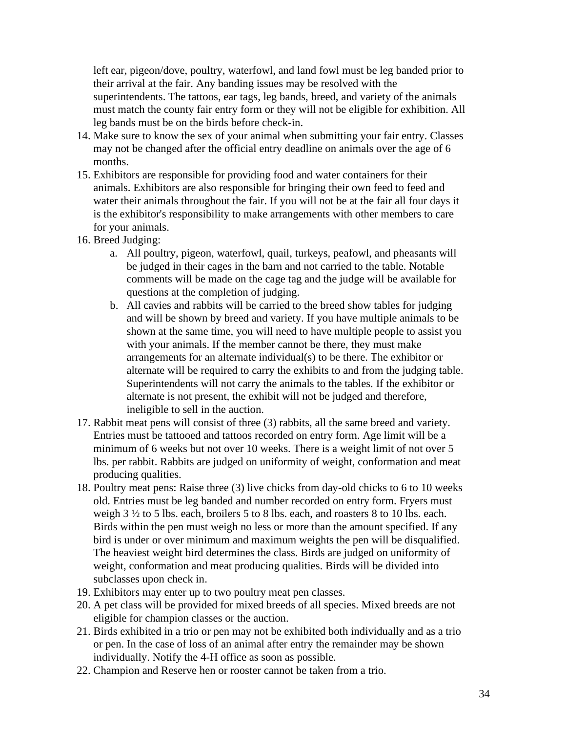left ear, pigeon/dove, poultry, waterfowl, and land fowl must be leg banded prior to their arrival at the fair. Any banding issues may be resolved with the superintendents. The tattoos, ear tags, leg bands, breed, and variety of the animals must match the county fair entry form or they will not be eligible for exhibition. All leg bands must be on the birds before check-in.

14. Make sure to know the sex of your animal when submitting your fair entry. Classes may not be changed after the official entry deadline on animals over the age of 6 months.
15. Exhibitors are responsible for providing food and water containers for their animals. Exhibitors are also responsible for bringing their own feed to feed and water their animals throughout the fair. If you will not be at the fair all four days it is the exhibitor's responsibility to make arrangements with other members to care for your animals.
16. Breed Judging:
    a. All poultry, pigeon, waterfowl, quail, turkeys, peafowl, and pheasants will be judged in their cages in the barn and not carried to the table. Notable comments will be made on the cage tag and the judge will be available for questions at the completion of judging.
    b. All cavies and rabbits will be carried to the breed show tables for judging and will be shown by breed and variety. If you have multiple animals to be shown at the same time, you will need to have multiple people to assist you with your animals. If the member cannot be there, they must make arrangements for an alternate individual(s) to be there. The exhibitor or alternate will be required to carry the exhibits to and from the judging table. Superintendents will not carry the animals to the tables. If the exhibitor or alternate is not present, the exhibit will not be judged and therefore, ineligible to sell in the auction.
17. Rabbit meat pens will consist of three (3) rabbits, all the same breed and variety. Entries must be tattooed and tattoos recorded on entry form. Age limit will be a minimum of 6 weeks but not over 10 weeks. There is a weight limit of not over 5 lbs. per rabbit. Rabbits are judged on uniformity of weight, conformation and meat producing qualities.
18. Poultry meat pens: Raise three (3) live chicks from day-old chicks to 6 to 10 weeks old. Entries must be leg banded and number recorded on entry form. Fryers must weigh 3 ½ to 5 lbs. each, broilers 5 to 8 lbs. each, and roasters 8 to 10 lbs. each. Birds within the pen must weigh no less or more than the amount specified. If any bird is under or over minimum and maximum weights the pen will be disqualified. The heaviest weight bird determines the class. Birds are judged on uniformity of weight, conformation and meat producing qualities. Birds will be divided into subclasses upon check in.
19. Exhibitors may enter up to two poultry meat pen classes.
20. A pet class will be provided for mixed breeds of all species. Mixed breeds are not eligible for champion classes or the auction.
21. Birds exhibited in a trio or pen may not be exhibited both individually and as a trio or pen. In the case of loss of an animal after entry the remainder may be shown individually. Notify the 4-H office as soon as possible.
22. Champion and Reserve hen or rooster cannot be taken from a trio.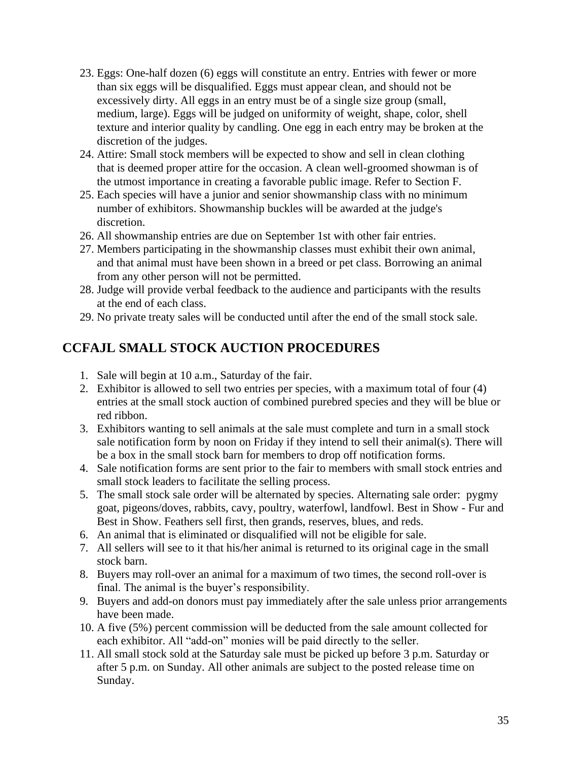23. Eggs: One-half dozen (6) eggs will constitute an entry. Entries with fewer or more than six eggs will be disqualified. Eggs must appear clean, and should not be excessively dirty. All eggs in an entry must be of a single size group (small, medium, large). Eggs will be judged on uniformity of weight, shape, color, shell texture and interior quality by candling. One egg in each entry may be broken at the discretion of the judges.
24. Attire: Small stock members will be expected to show and sell in clean clothing that is deemed proper attire for the occasion. A clean well-groomed showman is of the utmost importance in creating a favorable public image. Refer to Section F.
25. Each species will have a junior and senior showmanship class with no minimum number of exhibitors. Showmanship buckles will be awarded at the judge's discretion.
26. All showmanship entries are due on September 1st with other fair entries.
27. Members participating in the showmanship classes must exhibit their own animal, and that animal must have been shown in a breed or pet class. Borrowing an animal from any other person will not be permitted.
28. Judge will provide verbal feedback to the audience and participants with the results at the end of each class.
29. No private treaty sales will be conducted until after the end of the small stock sale.

## CCFAJL SMALL STOCK AUCTION PROCEDURES

1. Sale will begin at 10 a.m., Saturday of the fair.
2. Exhibitor is allowed to sell two entries per species, with a maximum total of four (4) entries at the small stock auction of combined purebred species and they will be blue or red ribbon.
3. Exhibitors wanting to sell animals at the sale must complete and turn in a small stock sale notification form by noon on Friday if they intend to sell their animal(s). There will be a box in the small stock barn for members to drop off notification forms.
4. Sale notification forms are sent prior to the fair to members with small stock entries and small stock leaders to facilitate the selling process.
5. The small stock sale order will be alternated by species. Alternating sale order: pygmy goat, pigeons/doves, rabbits, cavy, poultry, waterfowl, landfowl. Best in Show - Fur and Best in Show. Feathers sell first, then grands, reserves, blues, and reds.
6. An animal that is eliminated or disqualified will not be eligible for sale.
7. All sellers will see to it that his/her animal is returned to its original cage in the small stock barn.
8. Buyers may roll-over an animal for a maximum of two times, the second roll-over is final. The animal is the buyer's responsibility.
9. Buyers and add-on donors must pay immediately after the sale unless prior arrangements have been made.
10. A five (5%) percent commission will be deducted from the sale amount collected for each exhibitor. All "add-on" monies will be paid directly to the seller.
11. All small stock sold at the Saturday sale must be picked up before 3 p.m. Saturday or after 5 p.m. on Sunday. All other animals are subject to the posted release time on Sunday.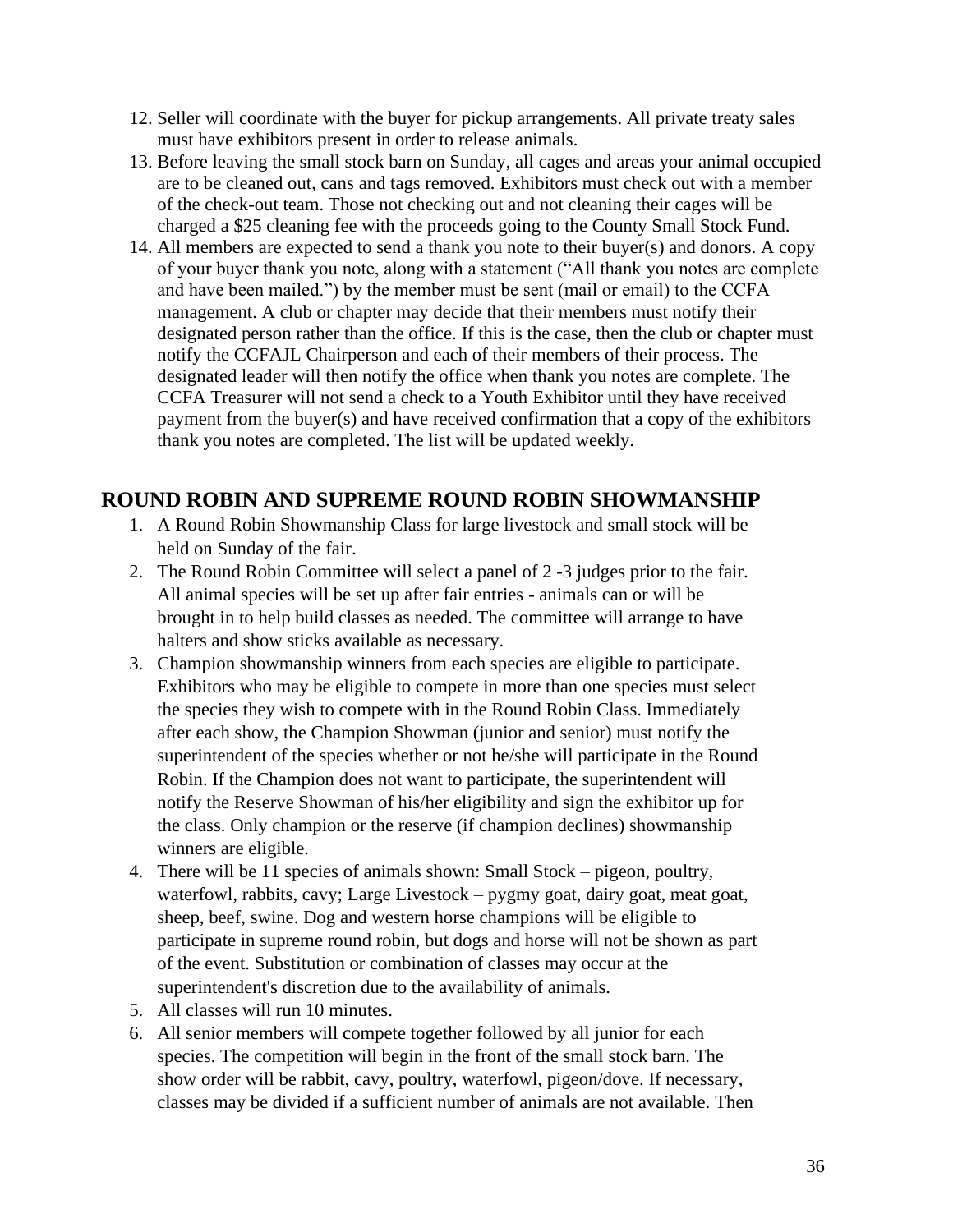12. Seller will coordinate with the buyer for pickup arrangements. All private treaty sales must have exhibitors present in order to release animals.
13. Before leaving the small stock barn on Sunday, all cages and areas your animal occupied are to be cleaned out, cans and tags removed. Exhibitors must check out with a member of the check-out team. Those not checking out and not cleaning their cages will be charged a $25 cleaning fee with the proceeds going to the County Small Stock Fund.
14. All members are expected to send a thank you note to their buyer(s) and donors. A copy of your buyer thank you note, along with a statement ("All thank you notes are complete and have been mailed.") by the member must be sent (mail or email) to the CCFA management. A club or chapter may decide that their members must notify their designated person rather than the office. If this is the case, then the club or chapter must notify the CCFAJL Chairperson and each of their members of their process. The designated leader will then notify the office when thank you notes are complete. The CCFA Treasurer will not send a check to a Youth Exhibitor until they have received payment from the buyer(s) and have received confirmation that a copy of the exhibitors thank you notes are completed. The list will be updated weekly.

## ROUND ROBIN AND SUPREME ROUND ROBIN SHOWMANSHIP

1. A Round Robin Showmanship Class for large livestock and small stock will be held on Sunday of the fair.
2. The Round Robin Committee will select a panel of 2 -3 judges prior to the fair. All animal species will be set up after fair entries - animals can or will be brought in to help build classes as needed. The committee will arrange to have halters and show sticks available as necessary.
3. Champion showmanship winners from each species are eligible to participate. Exhibitors who may be eligible to compete in more than one species must select the species they wish to compete with in the Round Robin Class. Immediately after each show, the Champion Showman (junior and senior) must notify the superintendent of the species whether or not he/she will participate in the Round Robin. If the Champion does not want to participate, the superintendent will notify the Reserve Showman of his/her eligibility and sign the exhibitor up for the class. Only champion or the reserve (if champion declines) showmanship winners are eligible.
4. There will be 11 species of animals shown: Small Stock – pigeon, poultry, waterfowl, rabbits, cavy; Large Livestock – pygmy goat, dairy goat, meat goat, sheep, beef, swine. Dog and western horse champions will be eligible to participate in supreme round robin, but dogs and horse will not be shown as part of the event. Substitution or combination of classes may occur at the superintendent's discretion due to the availability of animals.
5. All classes will run 10 minutes.
6. All senior members will compete together followed by all junior for each species. The competition will begin in the front of the small stock barn. The show order will be rabbit, cavy, poultry, waterfowl, pigeon/dove. If necessary, classes may be divided if a sufficient number of animals are not available. Then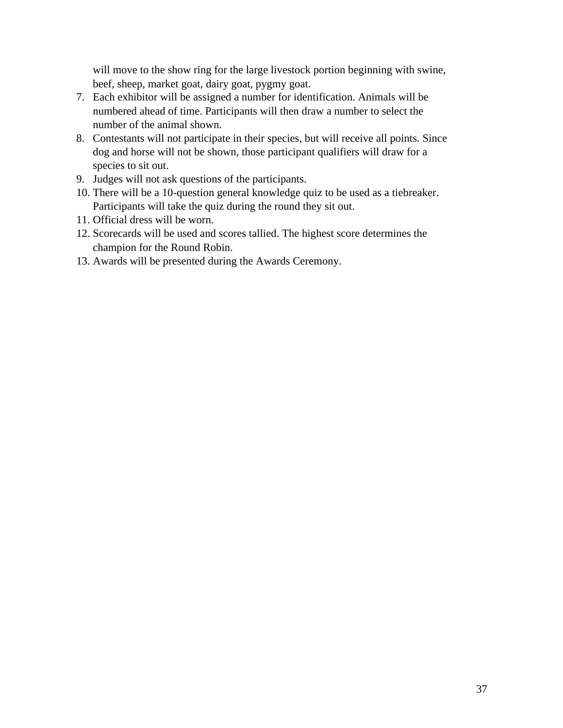will move to the show ring for the large livestock portion beginning with swine, beef, sheep, market goat, dairy goat, pygmy goat.

7. Each exhibitor will be assigned a number for identification. Animals will be numbered ahead of time. Participants will then draw a number to select the number of the animal shown.
8. Contestants will not participate in their species, but will receive all points. Since dog and horse will not be shown, those participant qualifiers will draw for a species to sit out.
9. Judges will not ask questions of the participants.
10. There will be a 10-question general knowledge quiz to be used as a tiebreaker. Participants will take the quiz during the round they sit out.
11. Official dress will be worn.
12. Scorecards will be used and scores tallied. The highest score determines the champion for the Round Robin.
13. Awards will be presented during the Awards Ceremony.